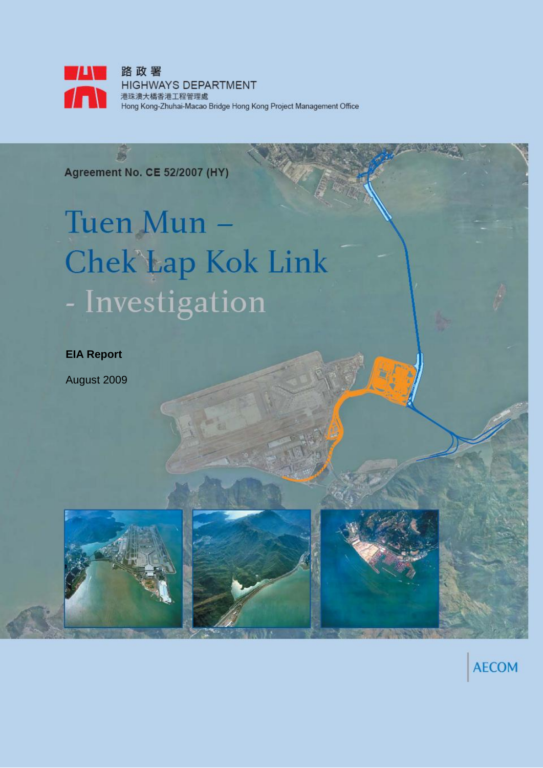路政署
HIGHWAYS DEPARTMENT
港珠澳大橋香港工程管理處
Hong Kong-Zhuhai-Macao Bridge Hong Kong Project Management Office

**Agreement No. CE 52/2007 (HY)**

# Tuen Mun – Chek Lap Kok Link - Investigation

**EIA Report**

August 2009

AECOM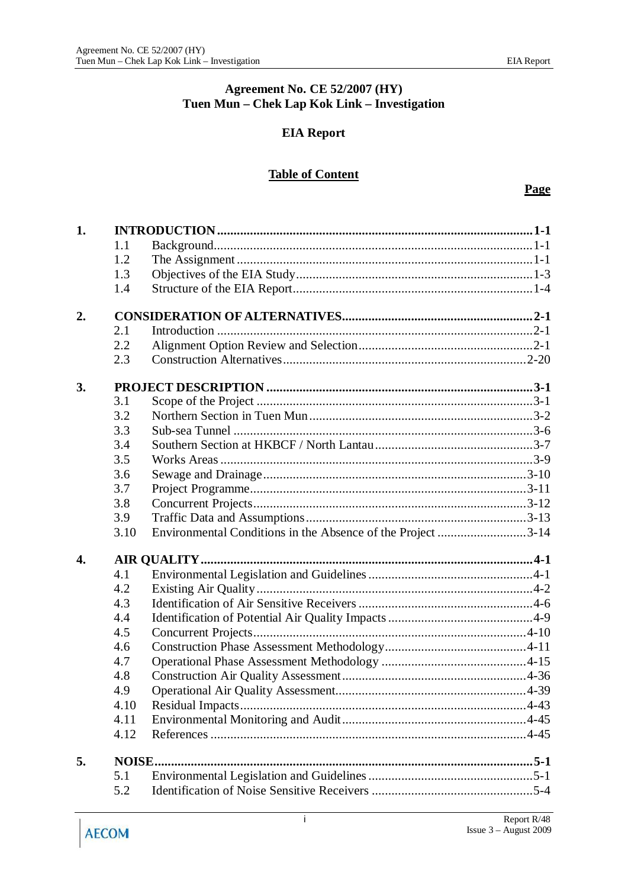**Agreement No. CE 52/2007 (HY)**
**Tuen Mun – Chek Lap Kok Link – Investigation**

**EIA Report**

**Table of Content**

| | | | **Page** |
|---|---|---|---|
| **1.** | **INTRODUCTION** | | **1-1** |
| | 1.1 | Background | 1-1 |
| | 1.2 | The Assignment | 1-1 |
| | 1.3 | Objectives of the EIA Study | 1-3 |
| | 1.4 | Structure of the EIA Report | 1-4 |
| **2.** | **CONSIDERATION OF ALTERNATIVES** | | **2-1** |
| | 2.1 | Introduction | 2-1 |
| | 2.2 | Alignment Option Review and Selection | 2-1 |
| | 2.3 | Construction Alternatives | 2-20 |
| **3.** | **PROJECT DESCRIPTION** | | **3-1** |
| | 3.1 | Scope of the Project | 3-1 |
| | 3.2 | Northern Section in Tuen Mun | 3-2 |
| | 3.3 | Sub-sea Tunnel | 3-6 |
| | 3.4 | Southern Section at HKBCF / North Lantau | 3-7 |
| | 3.5 | Works Areas | 3-9 |
| | 3.6 | Sewage and Drainage | 3-10 |
| | 3.7 | Project Programme | 3-11 |
| | 3.8 | Concurrent Projects | 3-12 |
| | 3.9 | Traffic Data and Assumptions | 3-13 |
| | 3.10 | Environmental Conditions in the Absence of the Project | 3-14 |
| **4.** | **AIR QUALITY** | | **4-1** |
| | 4.1 | Environmental Legislation and Guidelines | 4-1 |
| | 4.2 | Existing Air Quality | 4-2 |
| | 4.3 | Identification of Air Sensitive Receivers | 4-6 |
| | 4.4 | Identification of Potential Air Quality Impacts | 4-9 |
| | 4.5 | Concurrent Projects | 4-10 |
| | 4.6 | Construction Phase Assessment Methodology | 4-11 |
| | 4.7 | Operational Phase Assessment Methodology | 4-15 |
| | 4.8 | Construction Air Quality Assessment | 4-36 |
| | 4.9 | Operational Air Quality Assessment | 4-39 |
| | 4.10 | Residual Impacts | 4-43 |
| | 4.11 | Environmental Monitoring and Audit | 4-45 |
| | 4.12 | References | 4-45 |
| **5.** | **NOISE** | | **5-1** |
| | 5.1 | Environmental Legislation and Guidelines | 5-1 |
| | 5.2 | Identification of Noise Sensitive Receivers | 5-4 |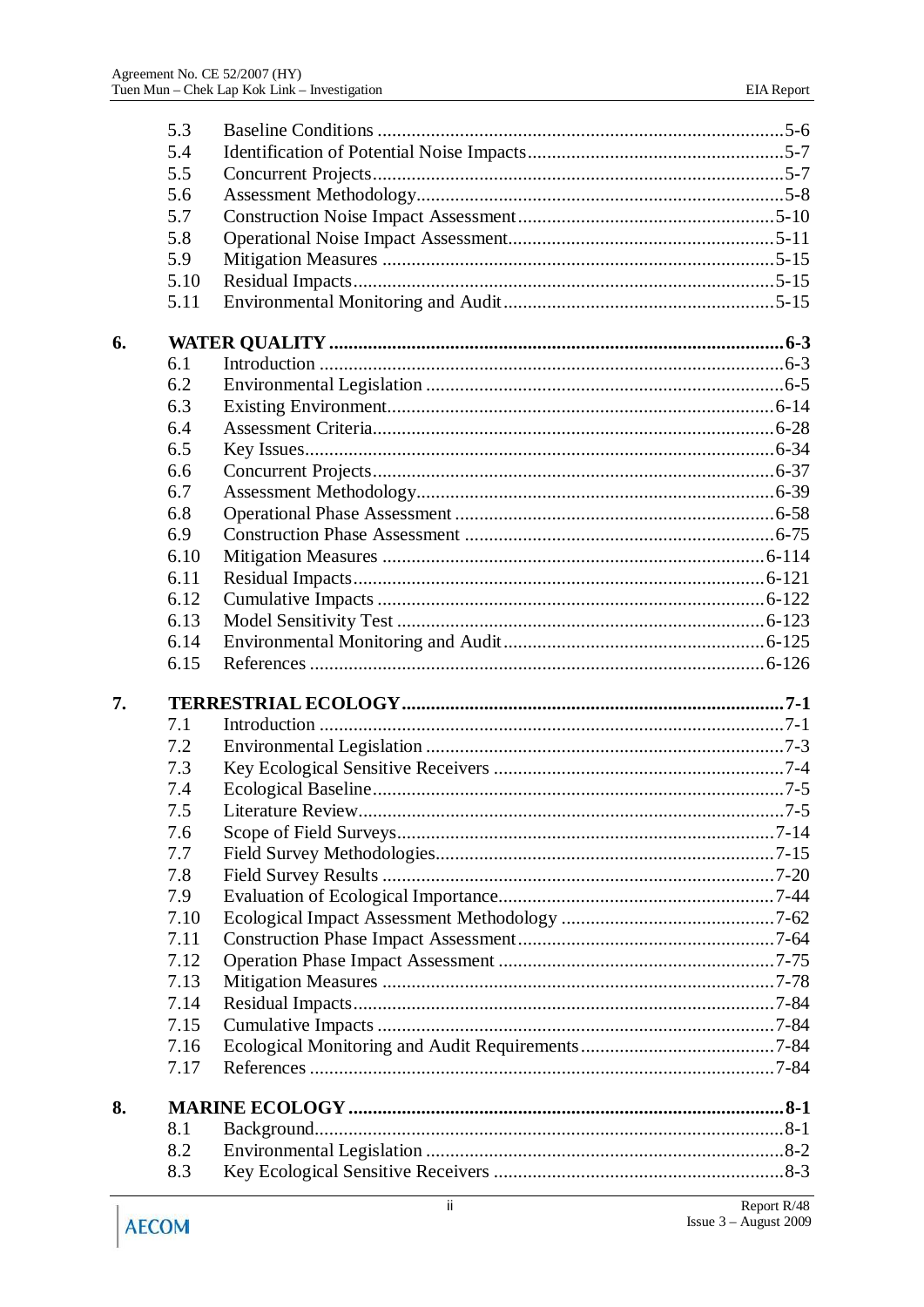| | | |
|---|---|---|
| 5.3 | Baseline Conditions | 5-6 |
| 5.4 | Identification of Potential Noise Impacts | 5-7 |
| 5.5 | Concurrent Projects | 5-7 |
| 5.6 | Assessment Methodology | 5-8 |
| 5.7 | Construction Noise Impact Assessment | 5-10 |
| 5.8 | Operational Noise Impact Assessment | 5-11 |
| 5.9 | Mitigation Measures | 5-15 |
| 5.10 | Residual Impacts | 5-15 |
| 5.11 | Environmental Monitoring and Audit | 5-15 |

**6. WATER QUALITY .......... 6-3**

| | | |
|---|---|---|
| 6.1 | Introduction | 6-3 |
| 6.2 | Environmental Legislation | 6-5 |
| 6.3 | Existing Environment | 6-14 |
| 6.4 | Assessment Criteria | 6-28 |
| 6.5 | Key Issues | 6-34 |
| 6.6 | Concurrent Projects | 6-37 |
| 6.7 | Assessment Methodology | 6-39 |
| 6.8 | Operational Phase Assessment | 6-58 |
| 6.9 | Construction Phase Assessment | 6-75 |
| 6.10 | Mitigation Measures | 6-114 |
| 6.11 | Residual Impacts | 6-121 |
| 6.12 | Cumulative Impacts | 6-122 |
| 6.13 | Model Sensitivity Test | 6-123 |
| 6.14 | Environmental Monitoring and Audit | 6-125 |
| 6.15 | References | 6-126 |

**7. TERRESTRIAL ECOLOGY .......... 7-1**

| | | |
|---|---|---|
| 7.1 | Introduction | 7-1 |
| 7.2 | Environmental Legislation | 7-3 |
| 7.3 | Key Ecological Sensitive Receivers | 7-4 |
| 7.4 | Ecological Baseline | 7-5 |
| 7.5 | Literature Review | 7-5 |
| 7.6 | Scope of Field Surveys | 7-14 |
| 7.7 | Field Survey Methodologies | 7-15 |
| 7.8 | Field Survey Results | 7-20 |
| 7.9 | Evaluation of Ecological Importance | 7-44 |
| 7.10 | Ecological Impact Assessment Methodology | 7-62 |
| 7.11 | Construction Phase Impact Assessment | 7-64 |
| 7.12 | Operation Phase Impact Assessment | 7-75 |
| 7.13 | Mitigation Measures | 7-78 |
| 7.14 | Residual Impacts | 7-84 |
| 7.15 | Cumulative Impacts | 7-84 |
| 7.16 | Ecological Monitoring and Audit Requirements | 7-84 |
| 7.17 | References | 7-84 |

**8. MARINE ECOLOGY .......... 8-1**

| | | |
|---|---|---|
| 8.1 | Background | 8-1 |
| 8.2 | Environmental Legislation | 8-2 |
| 8.3 | Key Ecological Sensitive Receivers | 8-3 |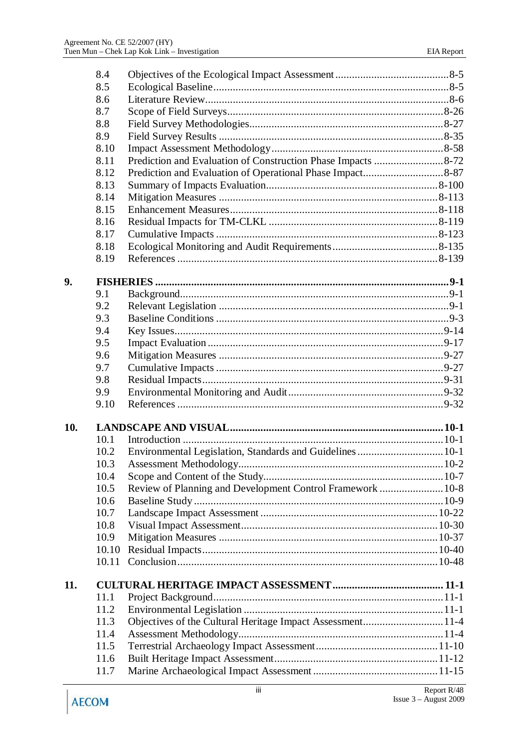| | | |
|---|---|---|
| 8.4 | Objectives of the Ecological Impact Assessment | 8-5 |
| 8.5 | Ecological Baseline | 8-5 |
| 8.6 | Literature Review | 8-6 |
| 8.7 | Scope of Field Surveys | 8-26 |
| 8.8 | Field Survey Methodologies | 8-27 |
| 8.9 | Field Survey Results | 8-35 |
| 8.10 | Impact Assessment Methodology | 8-58 |
| 8.11 | Prediction and Evaluation of Construction Phase Impacts | 8-72 |
| 8.12 | Prediction and Evaluation of Operational Phase Impact | 8-87 |
| 8.13 | Summary of Impacts Evaluation | 8-100 |
| 8.14 | Mitigation Measures | 8-113 |
| 8.15 | Enhancement Measures | 8-118 |
| 8.16 | Residual Impacts for TM-CLKL | 8-119 |
| 8.17 | Cumulative Impacts | 8-123 |
| 8.18 | Ecological Monitoring and Audit Requirements | 8-135 |
| 8.19 | References | 8-139 |
| **9.** | **FISHERIES** | **9-1** |
| 9.1 | Background | 9-1 |
| 9.2 | Relevant Legislation | 9-1 |
| 9.3 | Baseline Conditions | 9-3 |
| 9.4 | Key Issues | 9-14 |
| 9.5 | Impact Evaluation | 9-17 |
| 9.6 | Mitigation Measures | 9-27 |
| 9.7 | Cumulative Impacts | 9-27 |
| 9.8 | Residual Impacts | 9-31 |
| 9.9 | Environmental Monitoring and Audit | 9-32 |
| 9.10 | References | 9-32 |
| **10.** | **LANDSCAPE AND VISUAL** | **10-1** |
| 10.1 | Introduction | 10-1 |
| 10.2 | Environmental Legislation, Standards and Guidelines | 10-1 |
| 10.3 | Assessment Methodology | 10-2 |
| 10.4 | Scope and Content of the Study | 10-7 |
| 10.5 | Review of Planning and Development Control Framework | 10-8 |
| 10.6 | Baseline Study | 10-9 |
| 10.7 | Landscape Impact Assessment | 10-22 |
| 10.8 | Visual Impact Assessment | 10-30 |
| 10.9 | Mitigation Measures | 10-37 |
| 10.10 | Residual Impacts | 10-40 |
| 10.11 | Conclusion | 10-48 |
| **11.** | **CULTURAL HERITAGE IMPACT ASSESSMENT** | **11-1** |
| 11.1 | Project Background | 11-1 |
| 11.2 | Environmental Legislation | 11-1 |
| 11.3 | Objectives of the Cultural Heritage Impact Assessment | 11-4 |
| 11.4 | Assessment Methodology | 11-4 |
| 11.5 | Terrestrial Archaeology Impact Assessment | 11-10 |
| 11.6 | Built Heritage Impact Assessment | 11-12 |
| 11.7 | Marine Archaeological Impact Assessment | 11-15 |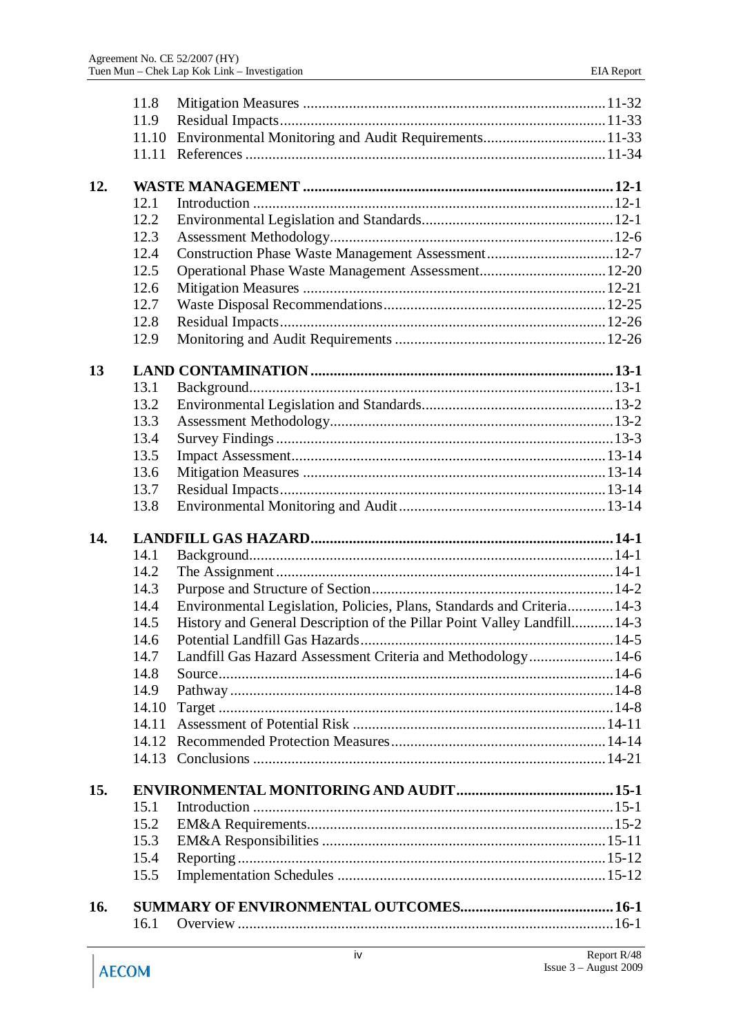| | | |
|---|---|---|
| 11.8 | Mitigation Measures | 11-32 |
| 11.9 | Residual Impacts | 11-33 |
| 11.10 | Environmental Monitoring and Audit Requirements | 11-33 |
| 11.11 | References | 11-34 |

| | | |
|---|---|---|
| **12.** | **WASTE MANAGEMENT** | **12-1** |
| 12.1 | Introduction | 12-1 |
| 12.2 | Environmental Legislation and Standards | 12-1 |
| 12.3 | Assessment Methodology | 12-6 |
| 12.4 | Construction Phase Waste Management Assessment | 12-7 |
| 12.5 | Operational Phase Waste Management Assessment | 12-20 |
| 12.6 | Mitigation Measures | 12-21 |
| 12.7 | Waste Disposal Recommendations | 12-25 |
| 12.8 | Residual Impacts | 12-26 |
| 12.9 | Monitoring and Audit Requirements | 12-26 |

| | | |
|---|---|---|
| **13** | **LAND CONTAMINATION** | **13-1** |
| 13.1 | Background | 13-1 |
| 13.2 | Environmental Legislation and Standards | 13-2 |
| 13.3 | Assessment Methodology | 13-2 |
| 13.4 | Survey Findings | 13-3 |
| 13.5 | Impact Assessment | 13-14 |
| 13.6 | Mitigation Measures | 13-14 |
| 13.7 | Residual Impacts | 13-14 |
| 13.8 | Environmental Monitoring and Audit | 13-14 |

| | | |
|---|---|---|
| **14.** | **LANDFILL GAS HAZARD** | **14-1** |
| 14.1 | Background | 14-1 |
| 14.2 | The Assignment | 14-1 |
| 14.3 | Purpose and Structure of Section | 14-2 |
| 14.4 | Environmental Legislation, Policies, Plans, Standards and Criteria | 14-3 |
| 14.5 | History and General Description of the Pillar Point Valley Landfill | 14-3 |
| 14.6 | Potential Landfill Gas Hazards | 14-5 |
| 14.7 | Landfill Gas Hazard Assessment Criteria and Methodology | 14-6 |
| 14.8 | Source | 14-6 |
| 14.9 | Pathway | 14-8 |
| 14.10 | Target | 14-8 |
| 14.11 | Assessment of Potential Risk | 14-11 |
| 14.12 | Recommended Protection Measures | 14-14 |
| 14.13 | Conclusions | 14-21 |

| | | |
|---|---|---|
| **15.** | **ENVIRONMENTAL MONITORING AND AUDIT** | **15-1** |
| 15.1 | Introduction | 15-1 |
| 15.2 | EM&A Requirements | 15-2 |
| 15.3 | EM&A Responsibilities | 15-11 |
| 15.4 | Reporting | 15-12 |
| 15.5 | Implementation Schedules | 15-12 |

| | | |
|---|---|---|
| **16.** | **SUMMARY OF ENVIRONMENTAL OUTCOMES** | **16-1** |
| 16.1 | Overview | 16-1 |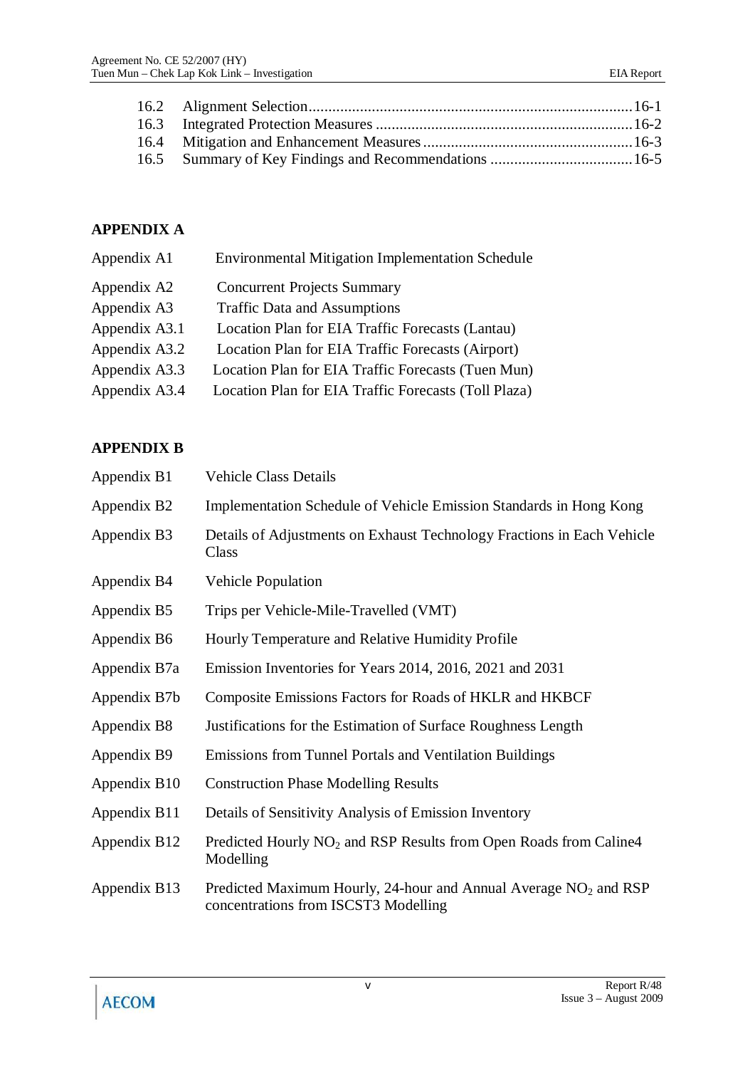16.2 Alignment Selection.................................................................................16-1
16.3 Integrated Protection Measures .................................................................16-2
16.4 Mitigation and Enhancement Measures.....................................................16-3
16.5 Summary of Key Findings and Recommendations ....................................16-5

## APPENDIX A

| | |
|---|---|
| Appendix A1 | Environmental Mitigation Implementation Schedule |
| Appendix A2 | Concurrent Projects Summary |
| Appendix A3 | Traffic Data and Assumptions |
| Appendix A3.1 | Location Plan for EIA Traffic Forecasts (Lantau) |
| Appendix A3.2 | Location Plan for EIA Traffic Forecasts (Airport) |
| Appendix A3.3 | Location Plan for EIA Traffic Forecasts (Tuen Mun) |
| Appendix A3.4 | Location Plan for EIA Traffic Forecasts (Toll Plaza) |

## APPENDIX B

| | |
|---|---|
| Appendix B1 | Vehicle Class Details |
| Appendix B2 | Implementation Schedule of Vehicle Emission Standards in Hong Kong |
| Appendix B3 | Details of Adjustments on Exhaust Technology Fractions in Each Vehicle Class |
| Appendix B4 | Vehicle Population |
| Appendix B5 | Trips per Vehicle-Mile-Travelled (VMT) |
| Appendix B6 | Hourly Temperature and Relative Humidity Profile |
| Appendix B7a | Emission Inventories for Years 2014, 2016, 2021 and 2031 |
| Appendix B7b | Composite Emissions Factors for Roads of HKLR and HKBCF |
| Appendix B8 | Justifications for the Estimation of Surface Roughness Length |
| Appendix B9 | Emissions from Tunnel Portals and Ventilation Buildings |
| Appendix B10 | Construction Phase Modelling Results |
| Appendix B11 | Details of Sensitivity Analysis of Emission Inventory |
| Appendix B12 | Predicted Hourly $NO_2$ and RSP Results from Open Roads from Caline4 Modelling |
| Appendix B13 | Predicted Maximum Hourly, 24-hour and Annual Average $NO_2$ and RSP concentrations from ISCST3 Modelling |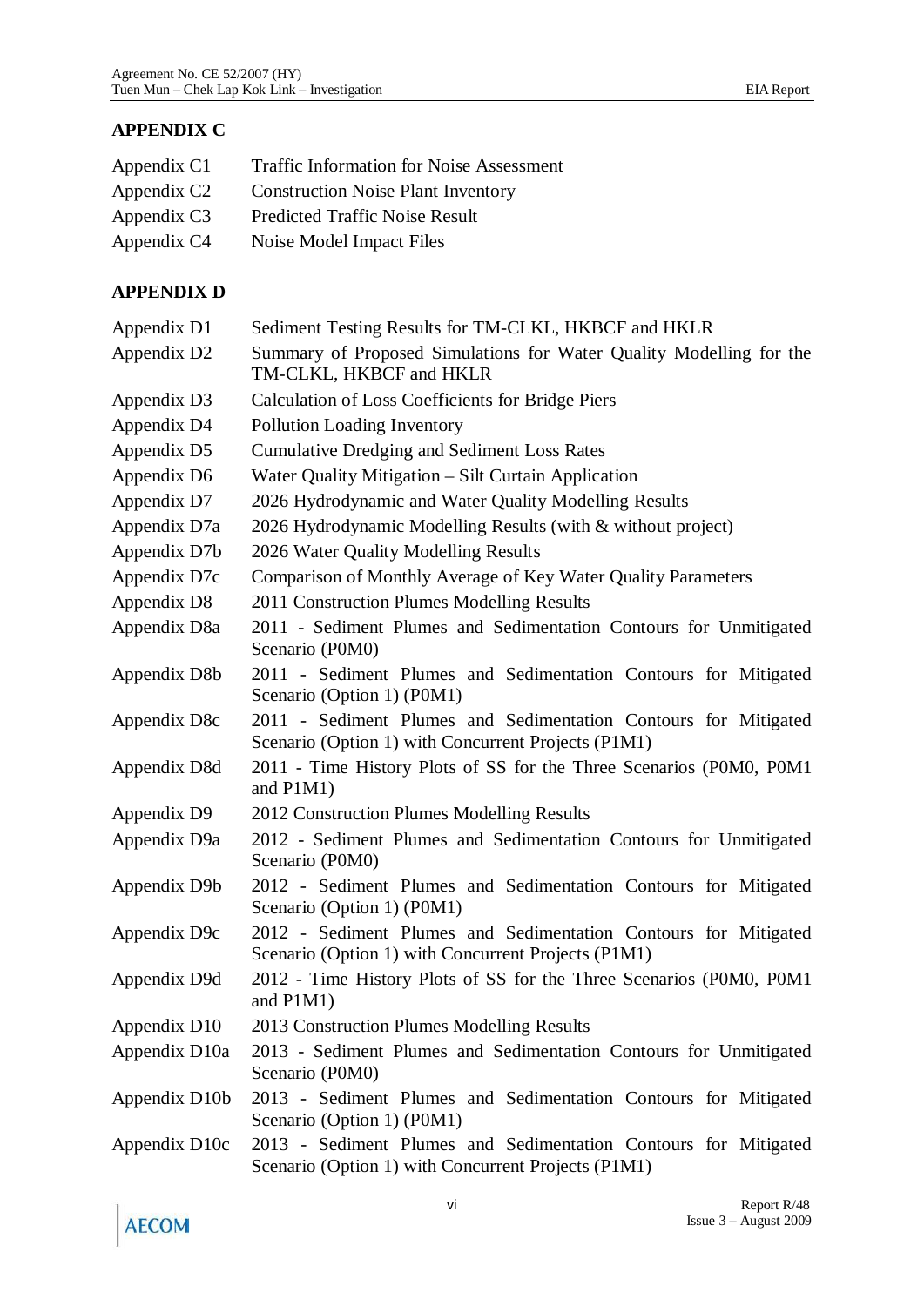## APPENDIX C

| | |
|---|---|
| Appendix C1 | Traffic Information for Noise Assessment |
| Appendix C2 | Construction Noise Plant Inventory |
| Appendix C3 | Predicted Traffic Noise Result |
| Appendix C4 | Noise Model Impact Files |

## APPENDIX D

| | |
|---|---|
| Appendix D1 | Sediment Testing Results for TM-CLKL, HKBCF and HKLR |
| Appendix D2 | Summary of Proposed Simulations for Water Quality Modelling for the TM-CLKL, HKBCF and HKLR |
| Appendix D3 | Calculation of Loss Coefficients for Bridge Piers |
| Appendix D4 | Pollution Loading Inventory |
| Appendix D5 | Cumulative Dredging and Sediment Loss Rates |
| Appendix D6 | Water Quality Mitigation – Silt Curtain Application |
| Appendix D7 | 2026 Hydrodynamic and Water Quality Modelling Results |
| Appendix D7a | 2026 Hydrodynamic Modelling Results (with & without project) |
| Appendix D7b | 2026 Water Quality Modelling Results |
| Appendix D7c | Comparison of Monthly Average of Key Water Quality Parameters |
| Appendix D8 | 2011 Construction Plumes Modelling Results |
| Appendix D8a | 2011 - Sediment Plumes and Sedimentation Contours for Unmitigated Scenario (P0M0) |
| Appendix D8b | 2011 - Sediment Plumes and Sedimentation Contours for Mitigated Scenario (Option 1) (P0M1) |
| Appendix D8c | 2011 - Sediment Plumes and Sedimentation Contours for Mitigated Scenario (Option 1) with Concurrent Projects (P1M1) |
| Appendix D8d | 2011 - Time History Plots of SS for the Three Scenarios (P0M0, P0M1 and P1M1) |
| Appendix D9 | 2012 Construction Plumes Modelling Results |
| Appendix D9a | 2012 - Sediment Plumes and Sedimentation Contours for Unmitigated Scenario (P0M0) |
| Appendix D9b | 2012 - Sediment Plumes and Sedimentation Contours for Mitigated Scenario (Option 1) (P0M1) |
| Appendix D9c | 2012 - Sediment Plumes and Sedimentation Contours for Mitigated Scenario (Option 1) with Concurrent Projects (P1M1) |
| Appendix D9d | 2012 - Time History Plots of SS for the Three Scenarios (P0M0, P0M1 and P1M1) |
| Appendix D10 | 2013 Construction Plumes Modelling Results |
| Appendix D10a | 2013 - Sediment Plumes and Sedimentation Contours for Unmitigated Scenario (P0M0) |
| Appendix D10b | 2013 - Sediment Plumes and Sedimentation Contours for Mitigated Scenario (Option 1) (P0M1) |
| Appendix D10c | 2013 - Sediment Plumes and Sedimentation Contours for Mitigated Scenario (Option 1) with Concurrent Projects (P1M1) |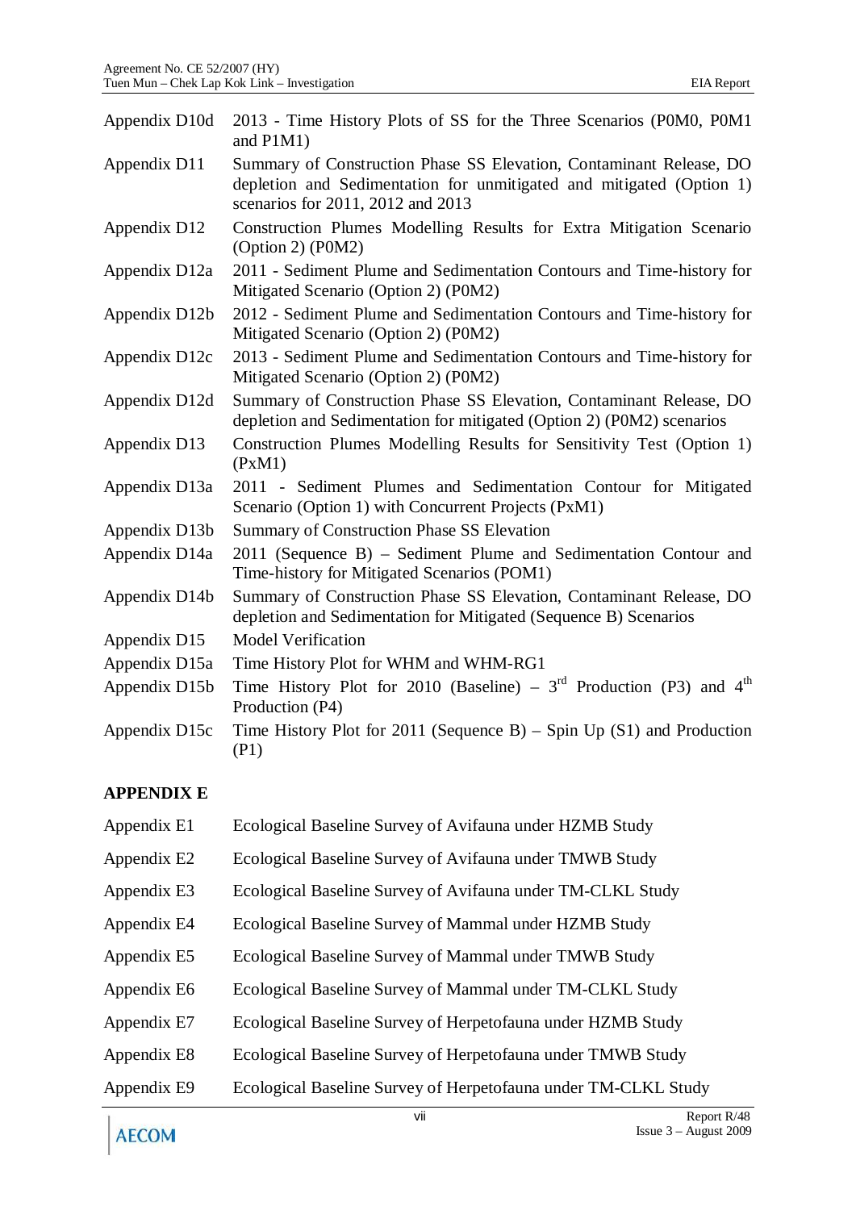| | |
|---|---|
| Appendix D10d | 2013 - Time History Plots of SS for the Three Scenarios (P0M0, P0M1 and P1M1) |
| Appendix D11 | Summary of Construction Phase SS Elevation, Contaminant Release, DO depletion and Sedimentation for unmitigated and mitigated (Option 1) scenarios for 2011, 2012 and 2013 |
| Appendix D12 | Construction Plumes Modelling Results for Extra Mitigation Scenario (Option 2) (P0M2) |
| Appendix D12a | 2011 - Sediment Plume and Sedimentation Contours and Time-history for Mitigated Scenario (Option 2) (P0M2) |
| Appendix D12b | 2012 - Sediment Plume and Sedimentation Contours and Time-history for Mitigated Scenario (Option 2) (P0M2) |
| Appendix D12c | 2013 - Sediment Plume and Sedimentation Contours and Time-history for Mitigated Scenario (Option 2) (P0M2) |
| Appendix D12d | Summary of Construction Phase SS Elevation, Contaminant Release, DO depletion and Sedimentation for mitigated (Option 2) (P0M2) scenarios |
| Appendix D13 | Construction Plumes Modelling Results for Sensitivity Test (Option 1) (PxM1) |
| Appendix D13a | 2011 - Sediment Plumes and Sedimentation Contour for Mitigated Scenario (Option 1) with Concurrent Projects (PxM1) |
| Appendix D13b | Summary of Construction Phase SS Elevation |
| Appendix D14a | 2011 (Sequence B) – Sediment Plume and Sedimentation Contour and Time-history for Mitigated Scenarios (POM1) |
| Appendix D14b | Summary of Construction Phase SS Elevation, Contaminant Release, DO depletion and Sedimentation for Mitigated (Sequence B) Scenarios |
| Appendix D15 | Model Verification |
| Appendix D15a | Time History Plot for WHM and WHM-RG1 |
| Appendix D15b | Time History Plot for 2010 (Baseline) – 3rd Production (P3) and 4th Production (P4) |
| Appendix D15c | Time History Plot for 2011 (Sequence B) – Spin Up (S1) and Production (P1) |

## APPENDIX E

| | |
|---|---|
| Appendix E1 | Ecological Baseline Survey of Avifauna under HZMB Study |
| Appendix E2 | Ecological Baseline Survey of Avifauna under TMWB Study |
| Appendix E3 | Ecological Baseline Survey of Avifauna under TM-CLKL Study |
| Appendix E4 | Ecological Baseline Survey of Mammal under HZMB Study |
| Appendix E5 | Ecological Baseline Survey of Mammal under TMWB Study |
| Appendix E6 | Ecological Baseline Survey of Mammal under TM-CLKL Study |
| Appendix E7 | Ecological Baseline Survey of Herpetofauna under HZMB Study |
| Appendix E8 | Ecological Baseline Survey of Herpetofauna under TMWB Study |
| Appendix E9 | Ecological Baseline Survey of Herpetofauna under TM-CLKL Study |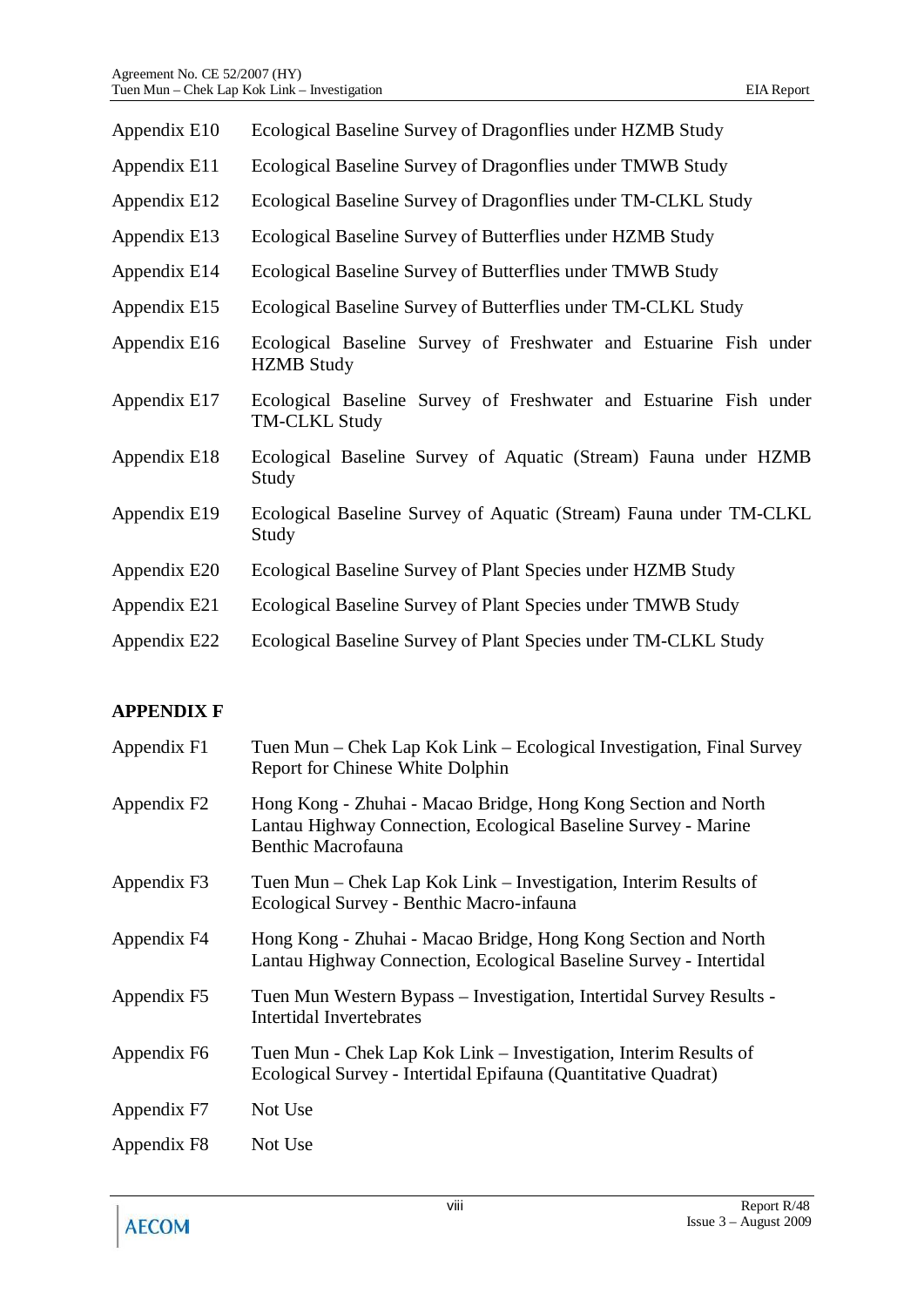| | |
|---|---|
| Appendix E10 | Ecological Baseline Survey of Dragonflies under HZMB Study |
| Appendix E11 | Ecological Baseline Survey of Dragonflies under TMWB Study |
| Appendix E12 | Ecological Baseline Survey of Dragonflies under TM-CLKL Study |
| Appendix E13 | Ecological Baseline Survey of Butterflies under HZMB Study |
| Appendix E14 | Ecological Baseline Survey of Butterflies under TMWB Study |
| Appendix E15 | Ecological Baseline Survey of Butterflies under TM-CLKL Study |
| Appendix E16 | Ecological Baseline Survey of Freshwater and Estuarine Fish under HZMB Study |
| Appendix E17 | Ecological Baseline Survey of Freshwater and Estuarine Fish under TM-CLKL Study |
| Appendix E18 | Ecological Baseline Survey of Aquatic (Stream) Fauna under HZMB Study |
| Appendix E19 | Ecological Baseline Survey of Aquatic (Stream) Fauna under TM-CLKL Study |
| Appendix E20 | Ecological Baseline Survey of Plant Species under HZMB Study |
| Appendix E21 | Ecological Baseline Survey of Plant Species under TMWB Study |
| Appendix E22 | Ecological Baseline Survey of Plant Species under TM-CLKL Study |

**APPENDIX F**

| | |
|---|---|
| Appendix F1 | Tuen Mun – Chek Lap Kok Link – Ecological Investigation, Final Survey Report for Chinese White Dolphin |
| Appendix F2 | Hong Kong - Zhuhai - Macao Bridge, Hong Kong Section and North Lantau Highway Connection, Ecological Baseline Survey - Marine Benthic Macrofauna |
| Appendix F3 | Tuen Mun – Chek Lap Kok Link – Investigation, Interim Results of Ecological Survey - Benthic Macro-infauna |
| Appendix F4 | Hong Kong - Zhuhai - Macao Bridge, Hong Kong Section and North Lantau Highway Connection, Ecological Baseline Survey - Intertidal |
| Appendix F5 | Tuen Mun Western Bypass – Investigation, Intertidal Survey Results - Intertidal Invertebrates |
| Appendix F6 | Tuen Mun - Chek Lap Kok Link – Investigation, Interim Results of Ecological Survey - Intertidal Epifauna (Quantitative Quadrat) |
| Appendix F7 | Not Use |
| Appendix F8 | Not Use |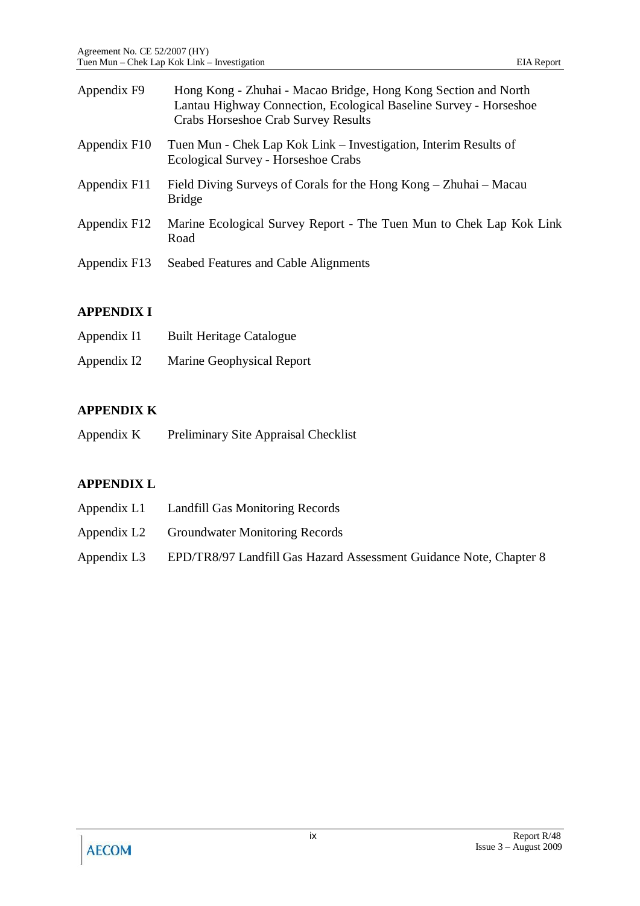| | |
|---|---|
| Appendix F9 | Hong Kong - Zhuhai - Macao Bridge, Hong Kong Section and North Lantau Highway Connection, Ecological Baseline Survey - Horseshoe Crabs Horseshoe Crab Survey Results |
| Appendix F10 | Tuen Mun - Chek Lap Kok Link – Investigation, Interim Results of Ecological Survey - Horseshoe Crabs |
| Appendix F11 | Field Diving Surveys of Corals for the Hong Kong – Zhuhai – Macau Bridge |
| Appendix F12 | Marine Ecological Survey Report - The Tuen Mun to Chek Lap Kok Link Road |
| Appendix F13 | Seabed Features and Cable Alignments |

## APPENDIX I

| | |
|---|---|
| Appendix I1 | Built Heritage Catalogue |
| Appendix I2 | Marine Geophysical Report |

## APPENDIX K

| | |
|---|---|
| Appendix K | Preliminary Site Appraisal Checklist |

## APPENDIX L

| | |
|---|---|
| Appendix L1 | Landfill Gas Monitoring Records |
| Appendix L2 | Groundwater Monitoring Records |
| Appendix L3 | EPD/TR8/97 Landfill Gas Hazard Assessment Guidance Note, Chapter 8 |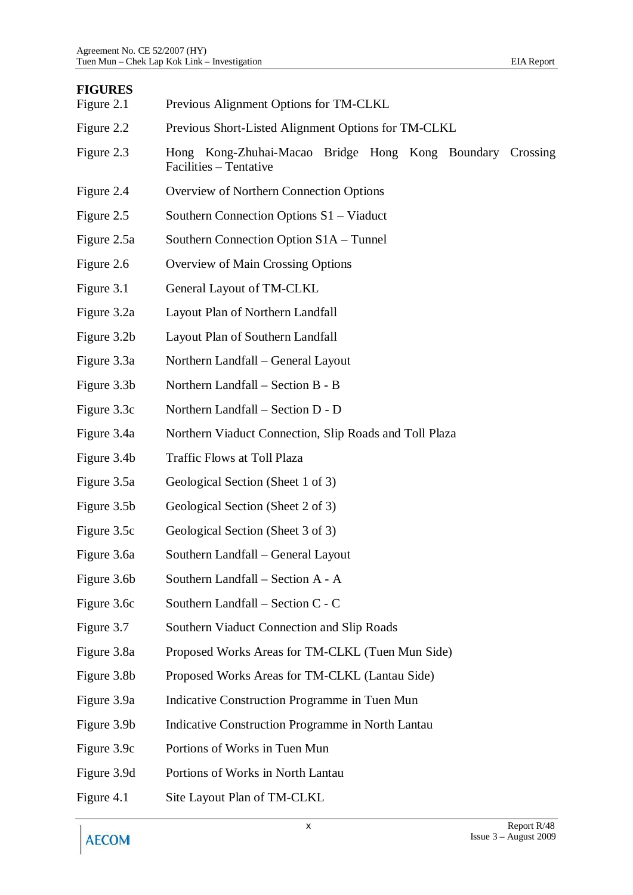**FIGURES**

| | |
|---|---|
| Figure 2.1 | Previous Alignment Options for TM-CLKL |
| Figure 2.2 | Previous Short-Listed Alignment Options for TM-CLKL |
| Figure 2.3 | Hong Kong-Zhuhai-Macao Bridge Hong Kong Boundary Crossing Facilities – Tentative |
| Figure 2.4 | Overview of Northern Connection Options |
| Figure 2.5 | Southern Connection Options S1 – Viaduct |
| Figure 2.5a | Southern Connection Option S1A – Tunnel |
| Figure 2.6 | Overview of Main Crossing Options |
| Figure 3.1 | General Layout of TM-CLKL |
| Figure 3.2a | Layout Plan of Northern Landfall |
| Figure 3.2b | Layout Plan of Southern Landfall |
| Figure 3.3a | Northern Landfall – General Layout |
| Figure 3.3b | Northern Landfall – Section B - B |
| Figure 3.3c | Northern Landfall – Section D - D |
| Figure 3.4a | Northern Viaduct Connection, Slip Roads and Toll Plaza |
| Figure 3.4b | Traffic Flows at Toll Plaza |
| Figure 3.5a | Geological Section (Sheet 1 of 3) |
| Figure 3.5b | Geological Section (Sheet 2 of 3) |
| Figure 3.5c | Geological Section (Sheet 3 of 3) |
| Figure 3.6a | Southern Landfall – General Layout |
| Figure 3.6b | Southern Landfall – Section A - A |
| Figure 3.6c | Southern Landfall – Section C - C |
| Figure 3.7 | Southern Viaduct Connection and Slip Roads |
| Figure 3.8a | Proposed Works Areas for TM-CLKL (Tuen Mun Side) |
| Figure 3.8b | Proposed Works Areas for TM-CLKL (Lantau Side) |
| Figure 3.9a | Indicative Construction Programme in Tuen Mun |
| Figure 3.9b | Indicative Construction Programme in North Lantau |
| Figure 3.9c | Portions of Works in Tuen Mun |
| Figure 3.9d | Portions of Works in North Lantau |
| Figure 4.1 | Site Layout Plan of TM-CLKL |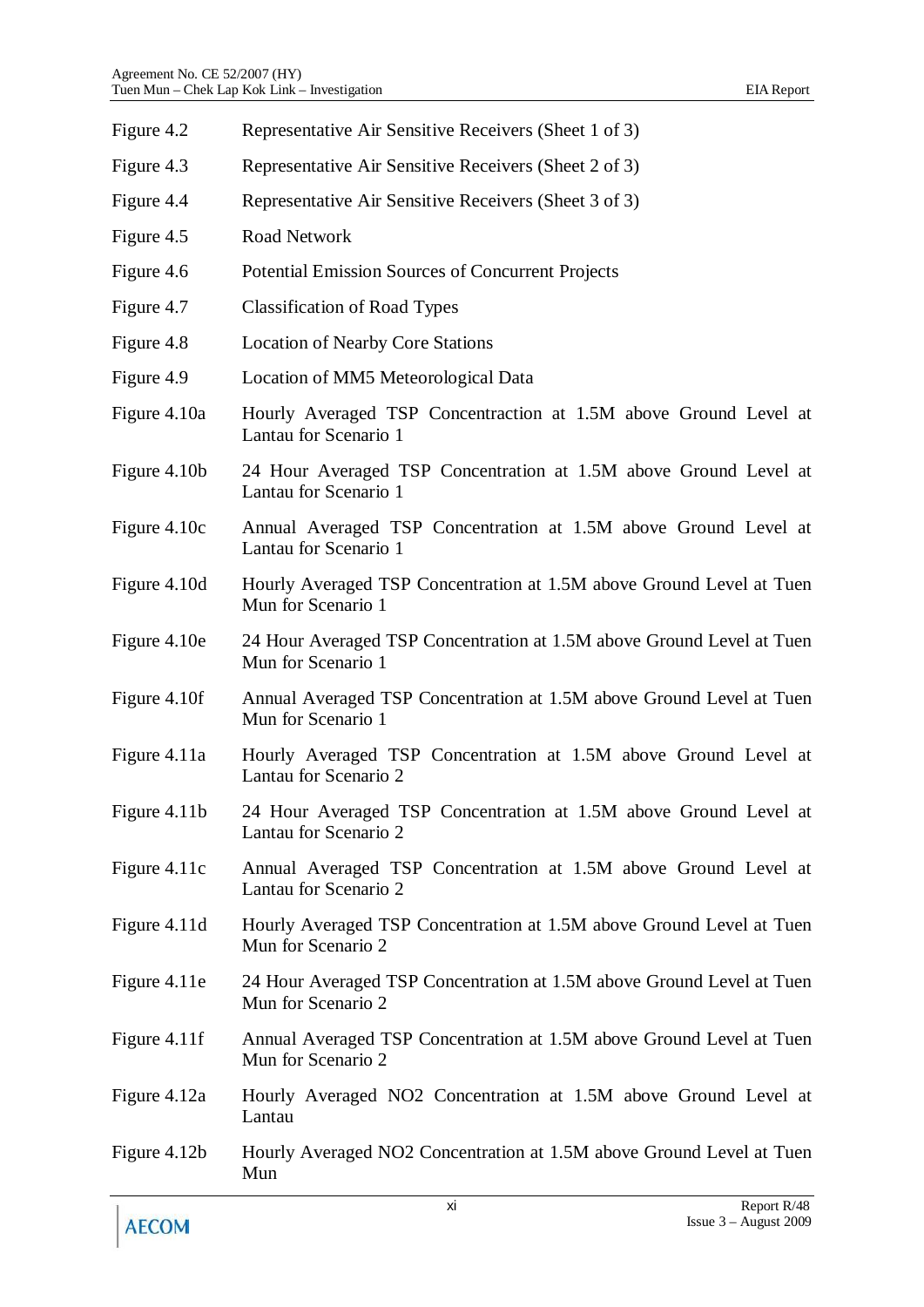| | |
|---|---|
| Figure 4.2 | Representative Air Sensitive Receivers (Sheet 1 of 3) |
| Figure 4.3 | Representative Air Sensitive Receivers (Sheet 2 of 3) |
| Figure 4.4 | Representative Air Sensitive Receivers (Sheet 3 of 3) |
| Figure 4.5 | Road Network |
| Figure 4.6 | Potential Emission Sources of Concurrent Projects |
| Figure 4.7 | Classification of Road Types |
| Figure 4.8 | Location of Nearby Core Stations |
| Figure 4.9 | Location of MM5 Meteorological Data |
| Figure 4.10a | Hourly Averaged TSP Concentraction at 1.5M above Ground Level at Lantau for Scenario 1 |
| Figure 4.10b | 24 Hour Averaged TSP Concentration at 1.5M above Ground Level at Lantau for Scenario 1 |
| Figure 4.10c | Annual Averaged TSP Concentration at 1.5M above Ground Level at Lantau for Scenario 1 |
| Figure 4.10d | Hourly Averaged TSP Concentration at 1.5M above Ground Level at Tuen Mun for Scenario 1 |
| Figure 4.10e | 24 Hour Averaged TSP Concentration at 1.5M above Ground Level at Tuen Mun for Scenario 1 |
| Figure 4.10f | Annual Averaged TSP Concentration at 1.5M above Ground Level at Tuen Mun for Scenario 1 |
| Figure 4.11a | Hourly Averaged TSP Concentration at 1.5M above Ground Level at Lantau for Scenario 2 |
| Figure 4.11b | 24 Hour Averaged TSP Concentration at 1.5M above Ground Level at Lantau for Scenario 2 |
| Figure 4.11c | Annual Averaged TSP Concentration at 1.5M above Ground Level at Lantau for Scenario 2 |
| Figure 4.11d | Hourly Averaged TSP Concentration at 1.5M above Ground Level at Tuen Mun for Scenario 2 |
| Figure 4.11e | 24 Hour Averaged TSP Concentration at 1.5M above Ground Level at Tuen Mun for Scenario 2 |
| Figure 4.11f | Annual Averaged TSP Concentration at 1.5M above Ground Level at Tuen Mun for Scenario 2 |
| Figure 4.12a | Hourly Averaged NO2 Concentration at 1.5M above Ground Level at Lantau |
| Figure 4.12b | Hourly Averaged NO2 Concentration at 1.5M above Ground Level at Tuen Mun |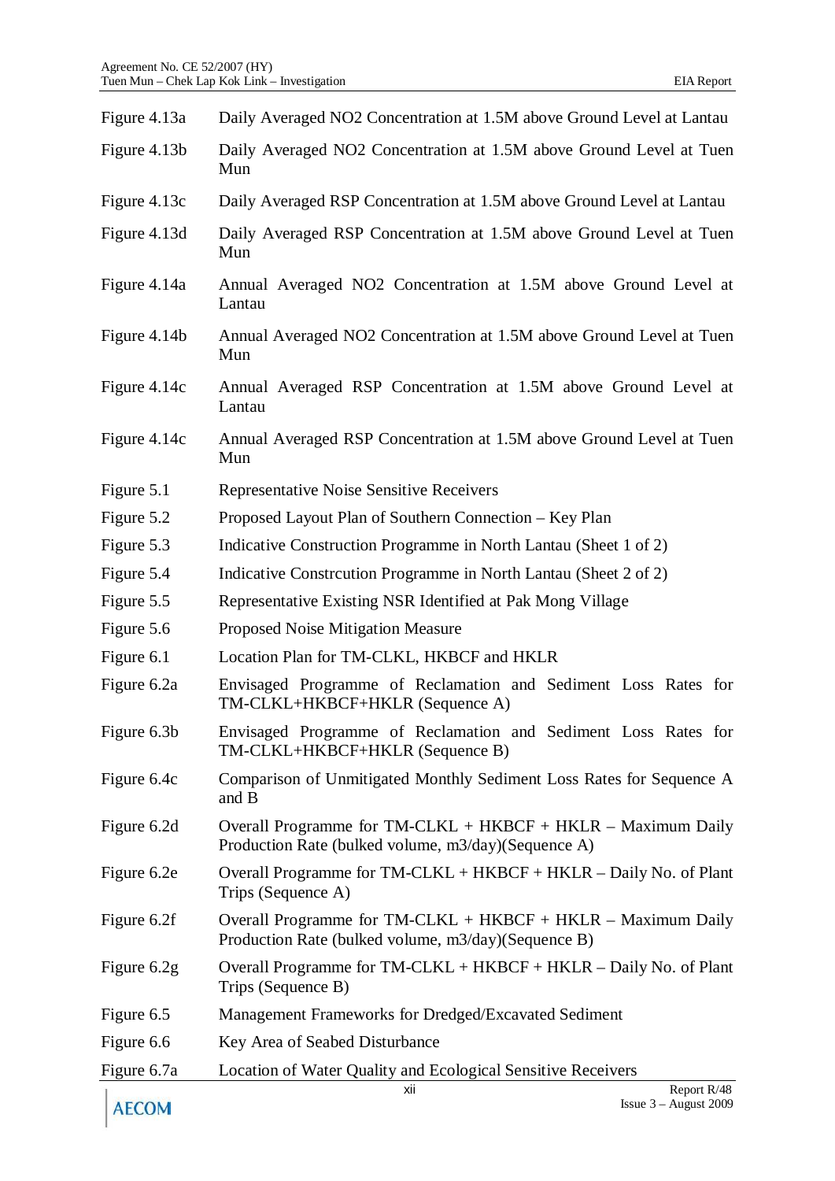| | |
|---|---|
| Figure 4.13a | Daily Averaged NO2 Concentration at 1.5M above Ground Level at Lantau |
| Figure 4.13b | Daily Averaged NO2 Concentration at 1.5M above Ground Level at Tuen Mun |
| Figure 4.13c | Daily Averaged RSP Concentration at 1.5M above Ground Level at Lantau |
| Figure 4.13d | Daily Averaged RSP Concentration at 1.5M above Ground Level at Tuen Mun |
| Figure 4.14a | Annual Averaged NO2 Concentration at 1.5M above Ground Level at Lantau |
| Figure 4.14b | Annual Averaged NO2 Concentration at 1.5M above Ground Level at Tuen Mun |
| Figure 4.14c | Annual Averaged RSP Concentration at 1.5M above Ground Level at Lantau |
| Figure 4.14c | Annual Averaged RSP Concentration at 1.5M above Ground Level at Tuen Mun |
| Figure 5.1 | Representative Noise Sensitive Receivers |
| Figure 5.2 | Proposed Layout Plan of Southern Connection – Key Plan |
| Figure 5.3 | Indicative Construction Programme in North Lantau (Sheet 1 of 2) |
| Figure 5.4 | Indicative Constrcution Programme in North Lantau (Sheet 2 of 2) |
| Figure 5.5 | Representative Existing NSR Identified at Pak Mong Village |
| Figure 5.6 | Proposed Noise Mitigation Measure |
| Figure 6.1 | Location Plan for TM-CLKL, HKBCF and HKLR |
| Figure 6.2a | Envisaged Programme of Reclamation and Sediment Loss Rates for TM-CLKL+HKBCF+HKLR (Sequence A) |
| Figure 6.3b | Envisaged Programme of Reclamation and Sediment Loss Rates for TM-CLKL+HKBCF+HKLR (Sequence B) |
| Figure 6.4c | Comparison of Unmitigated Monthly Sediment Loss Rates for Sequence A and B |
| Figure 6.2d | Overall Programme for TM-CLKL + HKBCF + HKLR – Maximum Daily Production Rate (bulked volume, m3/day)(Sequence A) |
| Figure 6.2e | Overall Programme for TM-CLKL + HKBCF + HKLR – Daily No. of Plant Trips (Sequence A) |
| Figure 6.2f | Overall Programme for TM-CLKL + HKBCF + HKLR – Maximum Daily Production Rate (bulked volume, m3/day)(Sequence B) |
| Figure 6.2g | Overall Programme for TM-CLKL + HKBCF + HKLR – Daily No. of Plant Trips (Sequence B) |
| Figure 6.5 | Management Frameworks for Dredged/Excavated Sediment |
| Figure 6.6 | Key Area of Seabed Disturbance |
| Figure 6.7a | Location of Water Quality and Ecological Sensitive Receivers |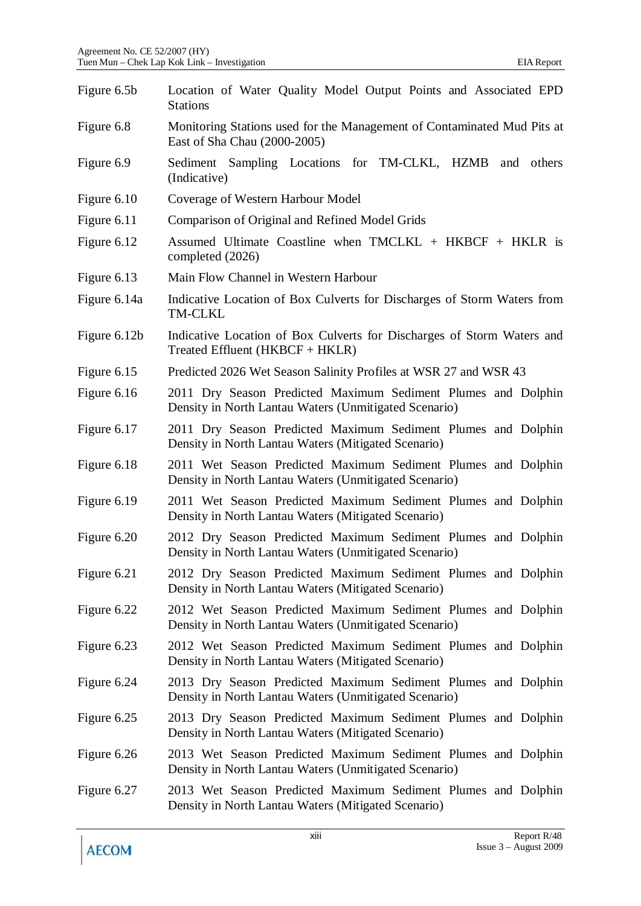| | |
|---|---|
| Figure 6.5b | Location of Water Quality Model Output Points and Associated EPD Stations |
| Figure 6.8 | Monitoring Stations used for the Management of Contaminated Mud Pits at East of Sha Chau (2000-2005) |
| Figure 6.9 | Sediment Sampling Locations for TM-CLKL, HZMB and others (Indicative) |
| Figure 6.10 | Coverage of Western Harbour Model |
| Figure 6.11 | Comparison of Original and Refined Model Grids |
| Figure 6.12 | Assumed Ultimate Coastline when TMCLKL + HKBCF + HKLR is completed (2026) |
| Figure 6.13 | Main Flow Channel in Western Harbour |
| Figure 6.14a | Indicative Location of Box Culverts for Discharges of Storm Waters from TM-CLKL |
| Figure 6.12b | Indicative Location of Box Culverts for Discharges of Storm Waters and Treated Effluent (HKBCF + HKLR) |
| Figure 6.15 | Predicted 2026 Wet Season Salinity Profiles at WSR 27 and WSR 43 |
| Figure 6.16 | 2011 Dry Season Predicted Maximum Sediment Plumes and Dolphin Density in North Lantau Waters (Unmitigated Scenario) |
| Figure 6.17 | 2011 Dry Season Predicted Maximum Sediment Plumes and Dolphin Density in North Lantau Waters (Mitigated Scenario) |
| Figure 6.18 | 2011 Wet Season Predicted Maximum Sediment Plumes and Dolphin Density in North Lantau Waters (Unmitigated Scenario) |
| Figure 6.19 | 2011 Wet Season Predicted Maximum Sediment Plumes and Dolphin Density in North Lantau Waters (Mitigated Scenario) |
| Figure 6.20 | 2012 Dry Season Predicted Maximum Sediment Plumes and Dolphin Density in North Lantau Waters (Unmitigated Scenario) |
| Figure 6.21 | 2012 Dry Season Predicted Maximum Sediment Plumes and Dolphin Density in North Lantau Waters (Mitigated Scenario) |
| Figure 6.22 | 2012 Wet Season Predicted Maximum Sediment Plumes and Dolphin Density in North Lantau Waters (Unmitigated Scenario) |
| Figure 6.23 | 2012 Wet Season Predicted Maximum Sediment Plumes and Dolphin Density in North Lantau Waters (Mitigated Scenario) |
| Figure 6.24 | 2013 Dry Season Predicted Maximum Sediment Plumes and Dolphin Density in North Lantau Waters (Unmitigated Scenario) |
| Figure 6.25 | 2013 Dry Season Predicted Maximum Sediment Plumes and Dolphin Density in North Lantau Waters (Mitigated Scenario) |
| Figure 6.26 | 2013 Wet Season Predicted Maximum Sediment Plumes and Dolphin Density in North Lantau Waters (Unmitigated Scenario) |
| Figure 6.27 | 2013 Wet Season Predicted Maximum Sediment Plumes and Dolphin Density in North Lantau Waters (Mitigated Scenario) |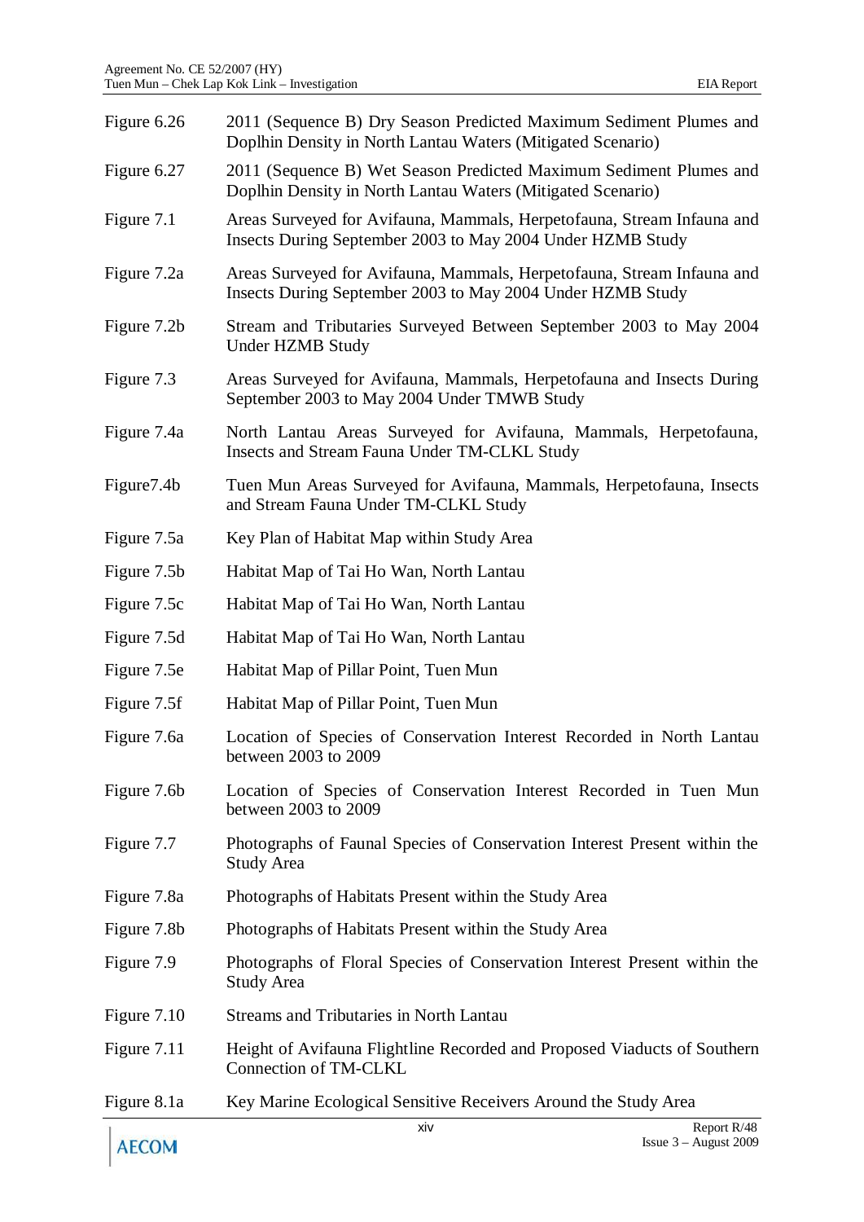| | |
|---|---|
| Figure 6.26 | 2011 (Sequence B) Dry Season Predicted Maximum Sediment Plumes and Doplhin Density in North Lantau Waters (Mitigated Scenario) |
| Figure 6.27 | 2011 (Sequence B) Wet Season Predicted Maximum Sediment Plumes and Doplhin Density in North Lantau Waters (Mitigated Scenario) |
| Figure 7.1 | Areas Surveyed for Avifauna, Mammals, Herpetofauna, Stream Infauna and Insects During September 2003 to May 2004 Under HZMB Study |
| Figure 7.2a | Areas Surveyed for Avifauna, Mammals, Herpetofauna, Stream Infauna and Insects During September 2003 to May 2004 Under HZMB Study |
| Figure 7.2b | Stream and Tributaries Surveyed Between September 2003 to May 2004 Under HZMB Study |
| Figure 7.3 | Areas Surveyed for Avifauna, Mammals, Herpetofauna and Insects During September 2003 to May 2004 Under TMWB Study |
| Figure 7.4a | North Lantau Areas Surveyed for Avifauna, Mammals, Herpetofauna, Insects and Stream Fauna Under TM-CLKL Study |
| Figure7.4b | Tuen Mun Areas Surveyed for Avifauna, Mammals, Herpetofauna, Insects and Stream Fauna Under TM-CLKL Study |
| Figure 7.5a | Key Plan of Habitat Map within Study Area |
| Figure 7.5b | Habitat Map of Tai Ho Wan, North Lantau |
| Figure 7.5c | Habitat Map of Tai Ho Wan, North Lantau |
| Figure 7.5d | Habitat Map of Tai Ho Wan, North Lantau |
| Figure 7.5e | Habitat Map of Pillar Point, Tuen Mun |
| Figure 7.5f | Habitat Map of Pillar Point, Tuen Mun |
| Figure 7.6a | Location of Species of Conservation Interest Recorded in North Lantau between 2003 to 2009 |
| Figure 7.6b | Location of Species of Conservation Interest Recorded in Tuen Mun between 2003 to 2009 |
| Figure 7.7 | Photographs of Faunal Species of Conservation Interest Present within the Study Area |
| Figure 7.8a | Photographs of Habitats Present within the Study Area |
| Figure 7.8b | Photographs of Habitats Present within the Study Area |
| Figure 7.9 | Photographs of Floral Species of Conservation Interest Present within the Study Area |
| Figure 7.10 | Streams and Tributaries in North Lantau |
| Figure 7.11 | Height of Avifauna Flightline Recorded and Proposed Viaducts of Southern Connection of TM-CLKL |
| Figure 8.1a | Key Marine Ecological Sensitive Receivers Around the Study Area |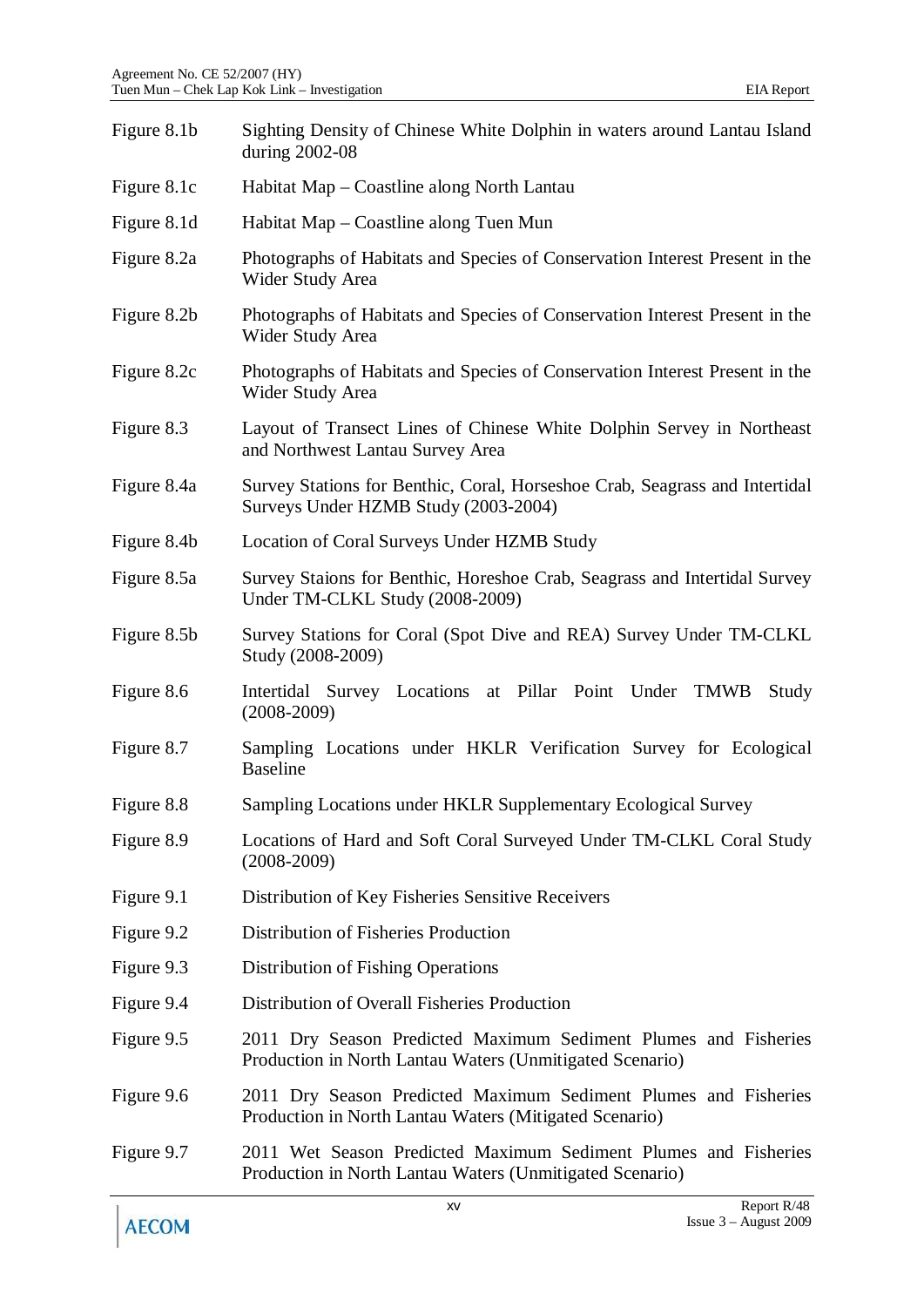| | |
|---|---|
| Figure 8.1b | Sighting Density of Chinese White Dolphin in waters around Lantau Island during 2002-08 |
| Figure 8.1c | Habitat Map – Coastline along North Lantau |
| Figure 8.1d | Habitat Map – Coastline along Tuen Mun |
| Figure 8.2a | Photographs of Habitats and Species of Conservation Interest Present in the Wider Study Area |
| Figure 8.2b | Photographs of Habitats and Species of Conservation Interest Present in the Wider Study Area |
| Figure 8.2c | Photographs of Habitats and Species of Conservation Interest Present in the Wider Study Area |
| Figure 8.3 | Layout of Transect Lines of Chinese White Dolphin Servey in Northeast and Northwest Lantau Survey Area |
| Figure 8.4a | Survey Stations for Benthic, Coral, Horseshoe Crab, Seagrass and Intertidal Surveys Under HZMB Study (2003-2004) |
| Figure 8.4b | Location of Coral Surveys Under HZMB Study |
| Figure 8.5a | Survey Staions for Benthic, Horeshoe Crab, Seagrass and Intertidal Survey Under TM-CLKL Study (2008-2009) |
| Figure 8.5b | Survey Stations for Coral (Spot Dive and REA) Survey Under TM-CLKL Study (2008-2009) |
| Figure 8.6 | Intertidal Survey Locations at Pillar Point Under TMWB Study (2008-2009) |
| Figure 8.7 | Sampling Locations under HKLR Verification Survey for Ecological Baseline |
| Figure 8.8 | Sampling Locations under HKLR Supplementary Ecological Survey |
| Figure 8.9 | Locations of Hard and Soft Coral Surveyed Under TM-CLKL Coral Study (2008-2009) |
| Figure 9.1 | Distribution of Key Fisheries Sensitive Receivers |
| Figure 9.2 | Distribution of Fisheries Production |
| Figure 9.3 | Distribution of Fishing Operations |
| Figure 9.4 | Distribution of Overall Fisheries Production |
| Figure 9.5 | 2011 Dry Season Predicted Maximum Sediment Plumes and Fisheries Production in North Lantau Waters (Unmitigated Scenario) |
| Figure 9.6 | 2011 Dry Season Predicted Maximum Sediment Plumes and Fisheries Production in North Lantau Waters (Mitigated Scenario) |
| Figure 9.7 | 2011 Wet Season Predicted Maximum Sediment Plumes and Fisheries Production in North Lantau Waters (Unmitigated Scenario) |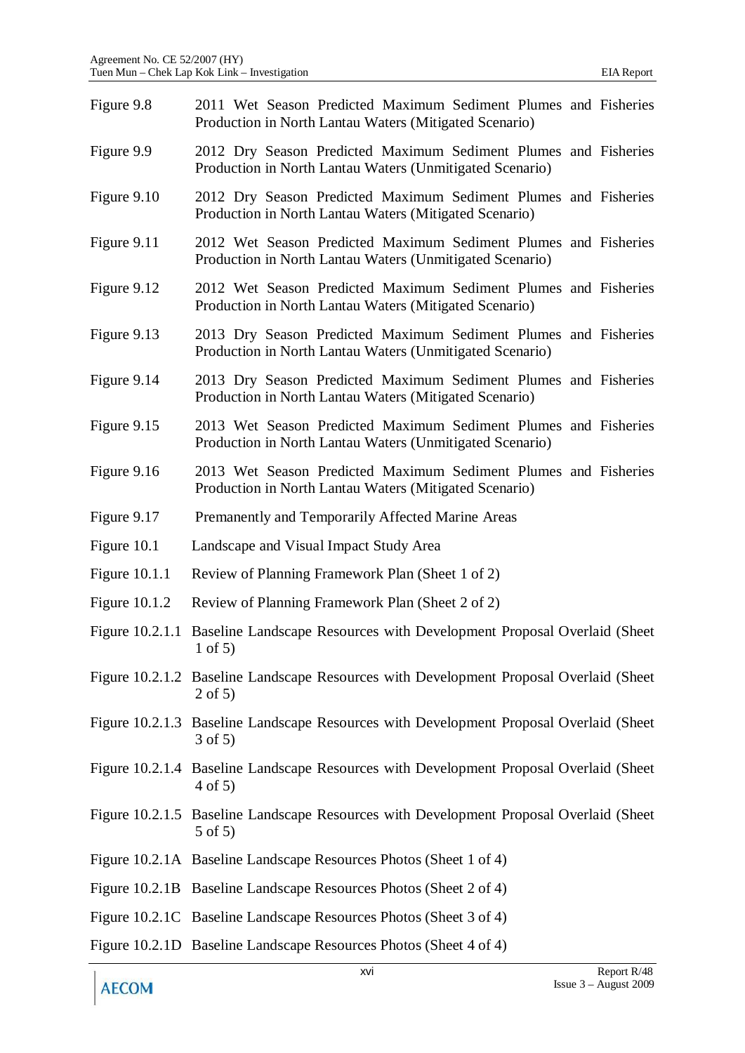| | |
|---|---|
| Figure 9.8 | 2011 Wet Season Predicted Maximum Sediment Plumes and Fisheries Production in North Lantau Waters (Mitigated Scenario) |
| Figure 9.9 | 2012 Dry Season Predicted Maximum Sediment Plumes and Fisheries Production in North Lantau Waters (Unmitigated Scenario) |
| Figure 9.10 | 2012 Dry Season Predicted Maximum Sediment Plumes and Fisheries Production in North Lantau Waters (Mitigated Scenario) |
| Figure 9.11 | 2012 Wet Season Predicted Maximum Sediment Plumes and Fisheries Production in North Lantau Waters (Unmitigated Scenario) |
| Figure 9.12 | 2012 Wet Season Predicted Maximum Sediment Plumes and Fisheries Production in North Lantau Waters (Mitigated Scenario) |
| Figure 9.13 | 2013 Dry Season Predicted Maximum Sediment Plumes and Fisheries Production in North Lantau Waters (Unmitigated Scenario) |
| Figure 9.14 | 2013 Dry Season Predicted Maximum Sediment Plumes and Fisheries Production in North Lantau Waters (Mitigated Scenario) |
| Figure 9.15 | 2013 Wet Season Predicted Maximum Sediment Plumes and Fisheries Production in North Lantau Waters (Unmitigated Scenario) |
| Figure 9.16 | 2013 Wet Season Predicted Maximum Sediment Plumes and Fisheries Production in North Lantau Waters (Mitigated Scenario) |
| Figure 9.17 | Premanently and Temporarily Affected Marine Areas |
| Figure 10.1 | Landscape and Visual Impact Study Area |
| Figure 10.1.1 | Review of Planning Framework Plan (Sheet 1 of 2) |
| Figure 10.1.2 | Review of Planning Framework Plan (Sheet 2 of 2) |
| Figure 10.2.1.1 | Baseline Landscape Resources with Development Proposal Overlaid (Sheet 1 of 5) |
| Figure 10.2.1.2 | Baseline Landscape Resources with Development Proposal Overlaid (Sheet 2 of 5) |
| Figure 10.2.1.3 | Baseline Landscape Resources with Development Proposal Overlaid (Sheet 3 of 5) |
| Figure 10.2.1.4 | Baseline Landscape Resources with Development Proposal Overlaid (Sheet 4 of 5) |
| Figure 10.2.1.5 | Baseline Landscape Resources with Development Proposal Overlaid (Sheet 5 of 5) |
| Figure 10.2.1A | Baseline Landscape Resources Photos (Sheet 1 of 4) |
| Figure 10.2.1B | Baseline Landscape Resources Photos (Sheet 2 of 4) |
| Figure 10.2.1C | Baseline Landscape Resources Photos (Sheet 3 of 4) |
| Figure 10.2.1D | Baseline Landscape Resources Photos (Sheet 4 of 4) |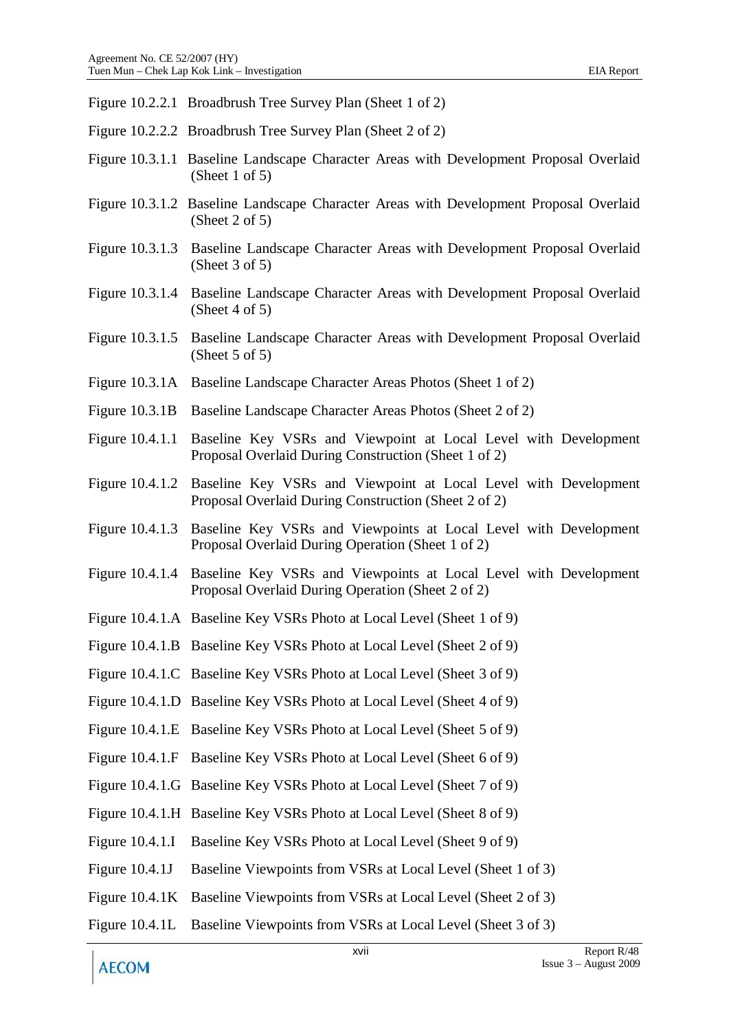Figure 10.2.2.1 Broadbrush Tree Survey Plan (Sheet 1 of 2)

Figure 10.2.2.2 Broadbrush Tree Survey Plan (Sheet 2 of 2)

Figure 10.3.1.1 Baseline Landscape Character Areas with Development Proposal Overlaid (Sheet 1 of 5)

Figure 10.3.1.2 Baseline Landscape Character Areas with Development Proposal Overlaid (Sheet 2 of 5)

Figure 10.3.1.3 Baseline Landscape Character Areas with Development Proposal Overlaid (Sheet 3 of 5)

Figure 10.3.1.4 Baseline Landscape Character Areas with Development Proposal Overlaid (Sheet 4 of 5)

Figure 10.3.1.5 Baseline Landscape Character Areas with Development Proposal Overlaid (Sheet 5 of 5)

Figure 10.3.1A Baseline Landscape Character Areas Photos (Sheet 1 of 2)

Figure 10.3.1B Baseline Landscape Character Areas Photos (Sheet 2 of 2)

Figure 10.4.1.1 Baseline Key VSRs and Viewpoint at Local Level with Development Proposal Overlaid During Construction (Sheet 1 of 2)

Figure 10.4.1.2 Baseline Key VSRs and Viewpoint at Local Level with Development Proposal Overlaid During Construction (Sheet 2 of 2)

Figure 10.4.1.3 Baseline Key VSRs and Viewpoints at Local Level with Development Proposal Overlaid During Operation (Sheet 1 of 2)

Figure 10.4.1.4 Baseline Key VSRs and Viewpoints at Local Level with Development Proposal Overlaid During Operation (Sheet 2 of 2)

Figure 10.4.1.A Baseline Key VSRs Photo at Local Level (Sheet 1 of 9)

Figure 10.4.1.B Baseline Key VSRs Photo at Local Level (Sheet 2 of 9)

Figure 10.4.1.C Baseline Key VSRs Photo at Local Level (Sheet 3 of 9)

Figure 10.4.1.D Baseline Key VSRs Photo at Local Level (Sheet 4 of 9)

Figure 10.4.1.E Baseline Key VSRs Photo at Local Level (Sheet 5 of 9)

Figure 10.4.1.F Baseline Key VSRs Photo at Local Level (Sheet 6 of 9)

Figure 10.4.1.G Baseline Key VSRs Photo at Local Level (Sheet 7 of 9)

Figure 10.4.1.H Baseline Key VSRs Photo at Local Level (Sheet 8 of 9)

Figure 10.4.1.I Baseline Key VSRs Photo at Local Level (Sheet 9 of 9)

Figure 10.4.1J Baseline Viewpoints from VSRs at Local Level (Sheet 1 of 3)

Figure 10.4.1K Baseline Viewpoints from VSRs at Local Level (Sheet 2 of 3)

Figure 10.4.1L Baseline Viewpoints from VSRs at Local Level (Sheet 3 of 3)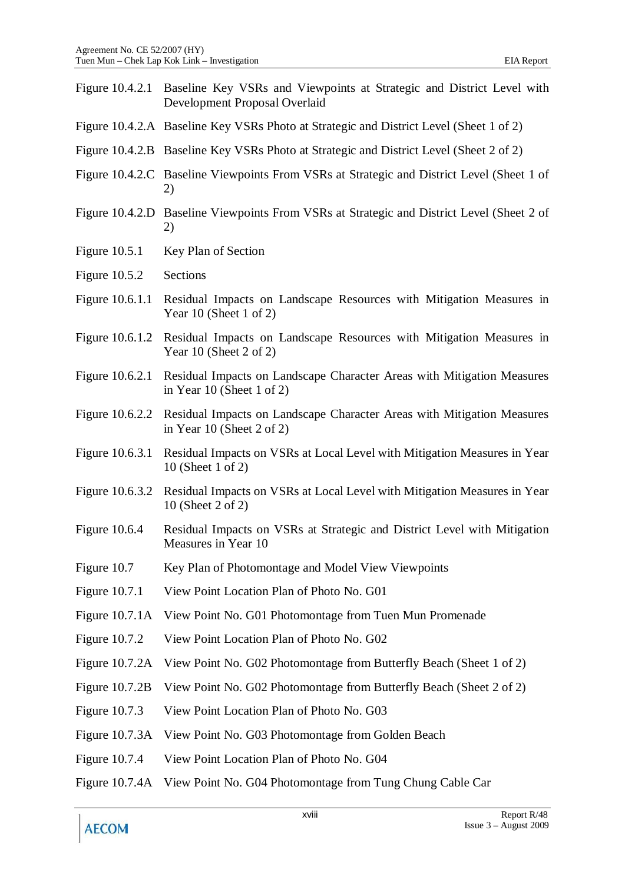| | |
|---|---|
| Figure 10.4.2.1 | Baseline Key VSRs and Viewpoints at Strategic and District Level with Development Proposal Overlaid |
| Figure 10.4.2.A | Baseline Key VSRs Photo at Strategic and District Level (Sheet 1 of 2) |
| Figure 10.4.2.B | Baseline Key VSRs Photo at Strategic and District Level (Sheet 2 of 2) |
| Figure 10.4.2.C | Baseline Viewpoints From VSRs at Strategic and District Level (Sheet 1 of 2) |
| Figure 10.4.2.D | Baseline Viewpoints From VSRs at Strategic and District Level (Sheet 2 of 2) |
| Figure 10.5.1 | Key Plan of Section |
| Figure 10.5.2 | Sections |
| Figure 10.6.1.1 | Residual Impacts on Landscape Resources with Mitigation Measures in Year 10 (Sheet 1 of 2) |
| Figure 10.6.1.2 | Residual Impacts on Landscape Resources with Mitigation Measures in Year 10 (Sheet 2 of 2) |
| Figure 10.6.2.1 | Residual Impacts on Landscape Character Areas with Mitigation Measures in Year 10 (Sheet 1 of 2) |
| Figure 10.6.2.2 | Residual Impacts on Landscape Character Areas with Mitigation Measures in Year 10 (Sheet 2 of 2) |
| Figure 10.6.3.1 | Residual Impacts on VSRs at Local Level with Mitigation Measures in Year 10 (Sheet 1 of 2) |
| Figure 10.6.3.2 | Residual Impacts on VSRs at Local Level with Mitigation Measures in Year 10 (Sheet 2 of 2) |
| Figure 10.6.4 | Residual Impacts on VSRs at Strategic and District Level with Mitigation Measures in Year 10 |
| Figure 10.7 | Key Plan of Photomontage and Model View Viewpoints |
| Figure 10.7.1 | View Point Location Plan of Photo No. G01 |
| Figure 10.7.1A | View Point No. G01 Photomontage from Tuen Mun Promenade |
| Figure 10.7.2 | View Point Location Plan of Photo No. G02 |
| Figure 10.7.2A | View Point No. G02 Photomontage from Butterfly Beach (Sheet 1 of 2) |
| Figure 10.7.2B | View Point No. G02 Photomontage from Butterfly Beach (Sheet 2 of 2) |
| Figure 10.7.3 | View Point Location Plan of Photo No. G03 |
| Figure 10.7.3A | View Point No. G03 Photomontage from Golden Beach |
| Figure 10.7.4 | View Point Location Plan of Photo No. G04 |
| Figure 10.7.4A | View Point No. G04 Photomontage from Tung Chung Cable Car |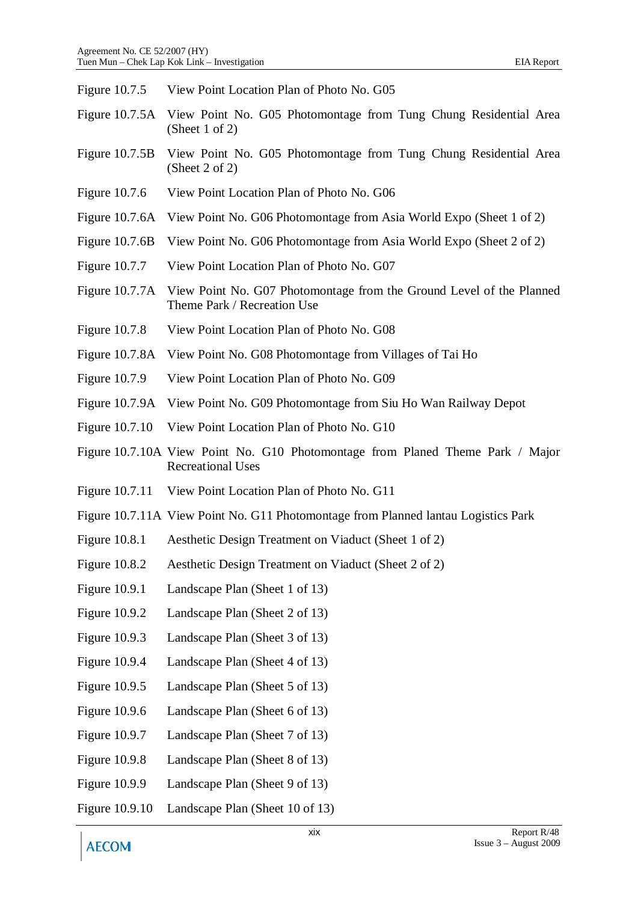| | |
|---|---|
| Figure 10.7.5 | View Point Location Plan of Photo No. G05 |
| Figure 10.7.5A | View Point No. G05 Photomontage from Tung Chung Residential Area (Sheet 1 of 2) |
| Figure 10.7.5B | View Point No. G05 Photomontage from Tung Chung Residential Area (Sheet 2 of 2) |
| Figure 10.7.6 | View Point Location Plan of Photo No. G06 |
| Figure 10.7.6A | View Point No. G06 Photomontage from Asia World Expo (Sheet 1 of 2) |
| Figure 10.7.6B | View Point No. G06 Photomontage from Asia World Expo (Sheet 2 of 2) |
| Figure 10.7.7 | View Point Location Plan of Photo No. G07 |
| Figure 10.7.7A | View Point No. G07 Photomontage from the Ground Level of the Planned Theme Park / Recreation Use |
| Figure 10.7.8 | View Point Location Plan of Photo No. G08 |
| Figure 10.7.8A | View Point No. G08 Photomontage from Villages of Tai Ho |
| Figure 10.7.9 | View Point Location Plan of Photo No. G09 |
| Figure 10.7.9A | View Point No. G09 Photomontage from Siu Ho Wan Railway Depot |
| Figure 10.7.10 | View Point Location Plan of Photo No. G10 |
| Figure 10.7.10A | View Point No. G10 Photomontage from Planed Theme Park / Major Recreational Uses |
| Figure 10.7.11 | View Point Location Plan of Photo No. G11 |
| Figure 10.7.11A | View Point No. G11 Photomontage from Planned lantau Logistics Park |
| Figure 10.8.1 | Aesthetic Design Treatment on Viaduct (Sheet 1 of 2) |
| Figure 10.8.2 | Aesthetic Design Treatment on Viaduct (Sheet 2 of 2) |
| Figure 10.9.1 | Landscape Plan (Sheet 1 of 13) |
| Figure 10.9.2 | Landscape Plan (Sheet 2 of 13) |
| Figure 10.9.3 | Landscape Plan (Sheet 3 of 13) |
| Figure 10.9.4 | Landscape Plan (Sheet 4 of 13) |
| Figure 10.9.5 | Landscape Plan (Sheet 5 of 13) |
| Figure 10.9.6 | Landscape Plan (Sheet 6 of 13) |
| Figure 10.9.7 | Landscape Plan (Sheet 7 of 13) |
| Figure 10.9.8 | Landscape Plan (Sheet 8 of 13) |
| Figure 10.9.9 | Landscape Plan (Sheet 9 of 13) |
| Figure 10.9.10 | Landscape Plan (Sheet 10 of 13) |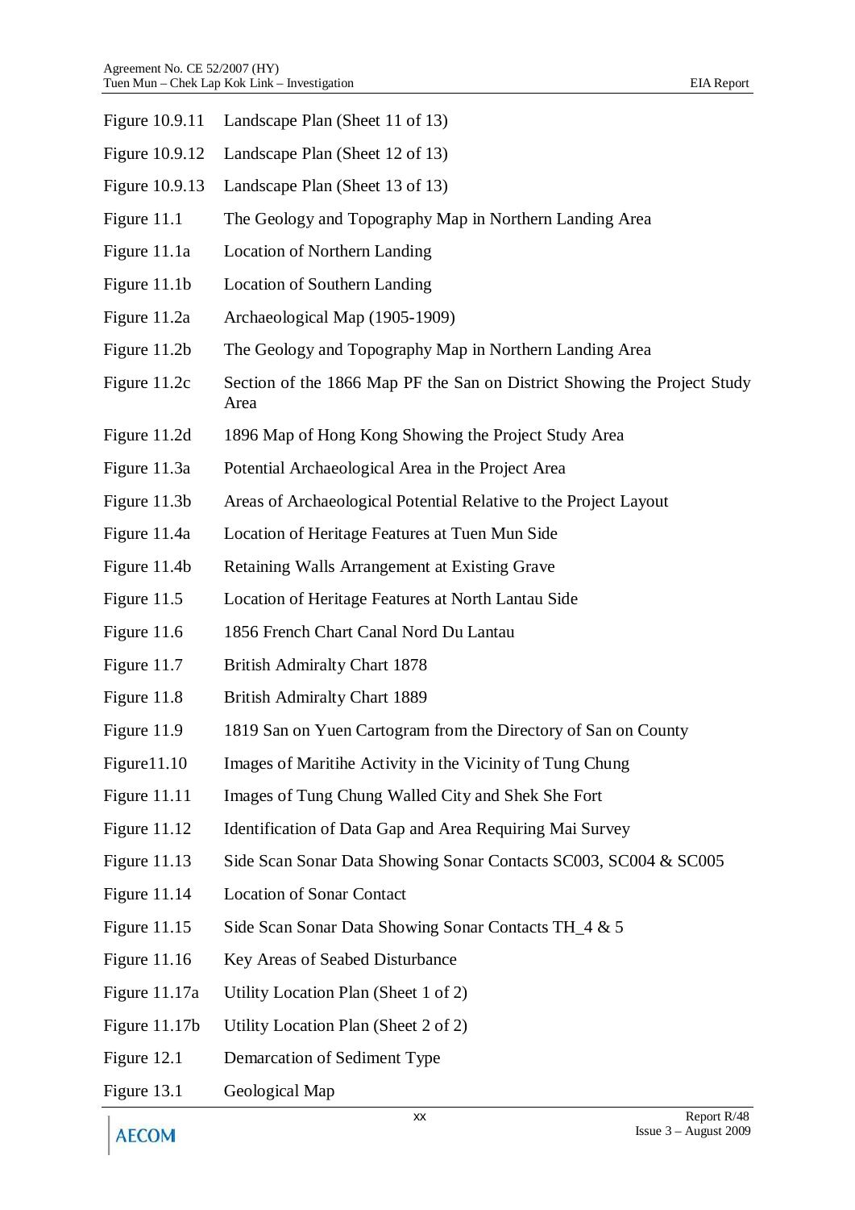| | |
|---|---|
| Figure 10.9.11 | Landscape Plan (Sheet 11 of 13) |
| Figure 10.9.12 | Landscape Plan (Sheet 12 of 13) |
| Figure 10.9.13 | Landscape Plan (Sheet 13 of 13) |
| Figure 11.1 | The Geology and Topography Map in Northern Landing Area |
| Figure 11.1a | Location of Northern Landing |
| Figure 11.1b | Location of Southern Landing |
| Figure 11.2a | Archaeological Map (1905-1909) |
| Figure 11.2b | The Geology and Topography Map in Northern Landing Area |
| Figure 11.2c | Section of the 1866 Map PF the San on District Showing the Project Study Area |
| Figure 11.2d | 1896 Map of Hong Kong Showing the Project Study Area |
| Figure 11.3a | Potential Archaeological Area in the Project Area |
| Figure 11.3b | Areas of Archaeological Potential Relative to the Project Layout |
| Figure 11.4a | Location of Heritage Features at Tuen Mun Side |
| Figure 11.4b | Retaining Walls Arrangement at Existing Grave |
| Figure 11.5 | Location of Heritage Features at North Lantau Side |
| Figure 11.6 | 1856 French Chart Canal Nord Du Lantau |
| Figure 11.7 | British Admiralty Chart 1878 |
| Figure 11.8 | British Admiralty Chart 1889 |
| Figure 11.9 | 1819 San on Yuen Cartogram from the Directory of San on County |
| Figure11.10 | Images of Maritihe Activity in the Vicinity of Tung Chung |
| Figure 11.11 | Images of Tung Chung Walled City and Shek She Fort |
| Figure 11.12 | Identification of Data Gap and Area Requiring Mai Survey |
| Figure 11.13 | Side Scan Sonar Data Showing Sonar Contacts SC003, SC004 & SC005 |
| Figure 11.14 | Location of Sonar Contact |
| Figure 11.15 | Side Scan Sonar Data Showing Sonar Contacts TH_4 & 5 |
| Figure 11.16 | Key Areas of Seabed Disturbance |
| Figure 11.17a | Utility Location Plan (Sheet 1 of 2) |
| Figure 11.17b | Utility Location Plan (Sheet 2 of 2) |
| Figure 12.1 | Demarcation of Sediment Type |
| Figure 13.1 | Geological Map |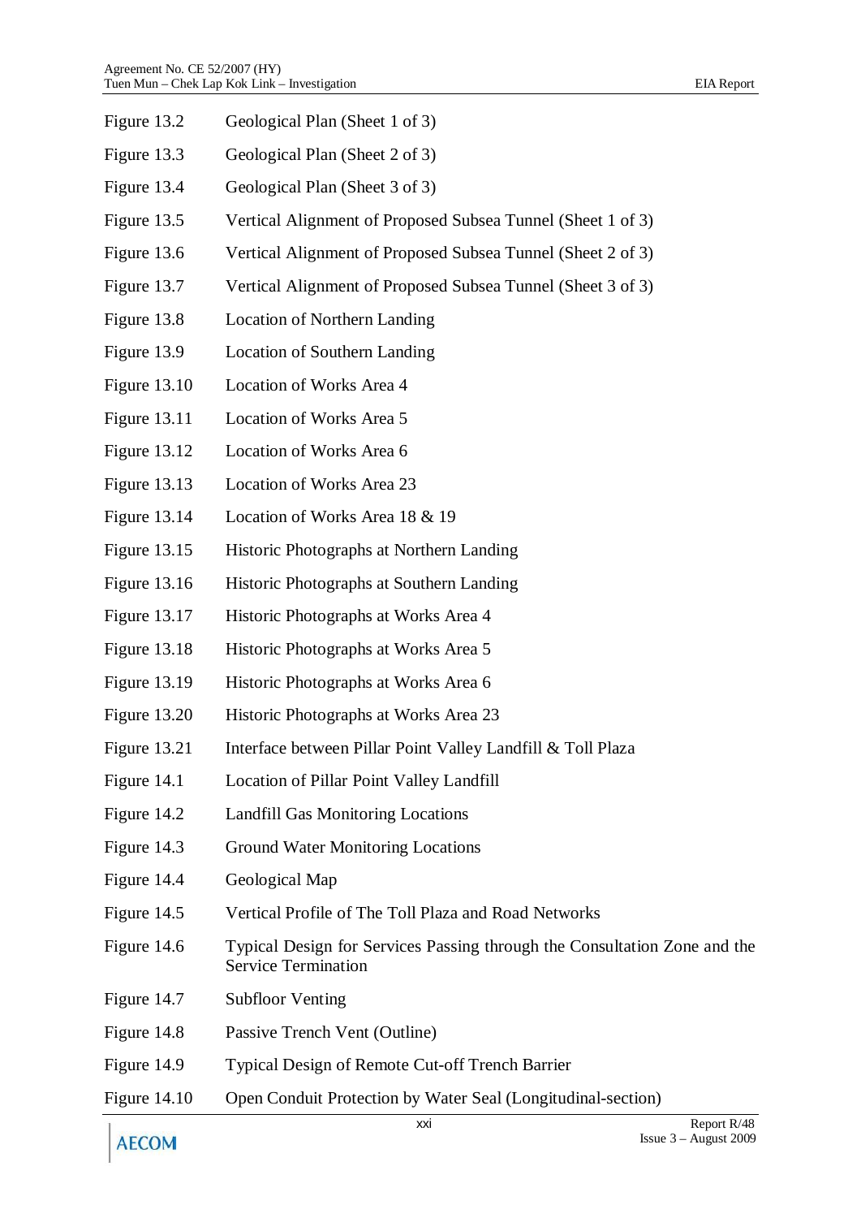| | |
|---|---|
| Figure 13.2 | Geological Plan (Sheet 1 of 3) |
| Figure 13.3 | Geological Plan (Sheet 2 of 3) |
| Figure 13.4 | Geological Plan (Sheet 3 of 3) |
| Figure 13.5 | Vertical Alignment of Proposed Subsea Tunnel (Sheet 1 of 3) |
| Figure 13.6 | Vertical Alignment of Proposed Subsea Tunnel (Sheet 2 of 3) |
| Figure 13.7 | Vertical Alignment of Proposed Subsea Tunnel (Sheet 3 of 3) |
| Figure 13.8 | Location of Northern Landing |
| Figure 13.9 | Location of Southern Landing |
| Figure 13.10 | Location of Works Area 4 |
| Figure 13.11 | Location of Works Area 5 |
| Figure 13.12 | Location of Works Area 6 |
| Figure 13.13 | Location of Works Area 23 |
| Figure 13.14 | Location of Works Area 18 & 19 |
| Figure 13.15 | Historic Photographs at Northern Landing |
| Figure 13.16 | Historic Photographs at Southern Landing |
| Figure 13.17 | Historic Photographs at Works Area 4 |
| Figure 13.18 | Historic Photographs at Works Area 5 |
| Figure 13.19 | Historic Photographs at Works Area 6 |
| Figure 13.20 | Historic Photographs at Works Area 23 |
| Figure 13.21 | Interface between Pillar Point Valley Landfill & Toll Plaza |
| Figure 14.1 | Location of Pillar Point Valley Landfill |
| Figure 14.2 | Landfill Gas Monitoring Locations |
| Figure 14.3 | Ground Water Monitoring Locations |
| Figure 14.4 | Geological Map |
| Figure 14.5 | Vertical Profile of The Toll Plaza and Road Networks |
| Figure 14.6 | Typical Design for Services Passing through the Consultation Zone and the Service Termination |
| Figure 14.7 | Subfloor Venting |
| Figure 14.8 | Passive Trench Vent (Outline) |
| Figure 14.9 | Typical Design of Remote Cut-off Trench Barrier |
| Figure 14.10 | Open Conduit Protection by Water Seal (Longitudinal-section) |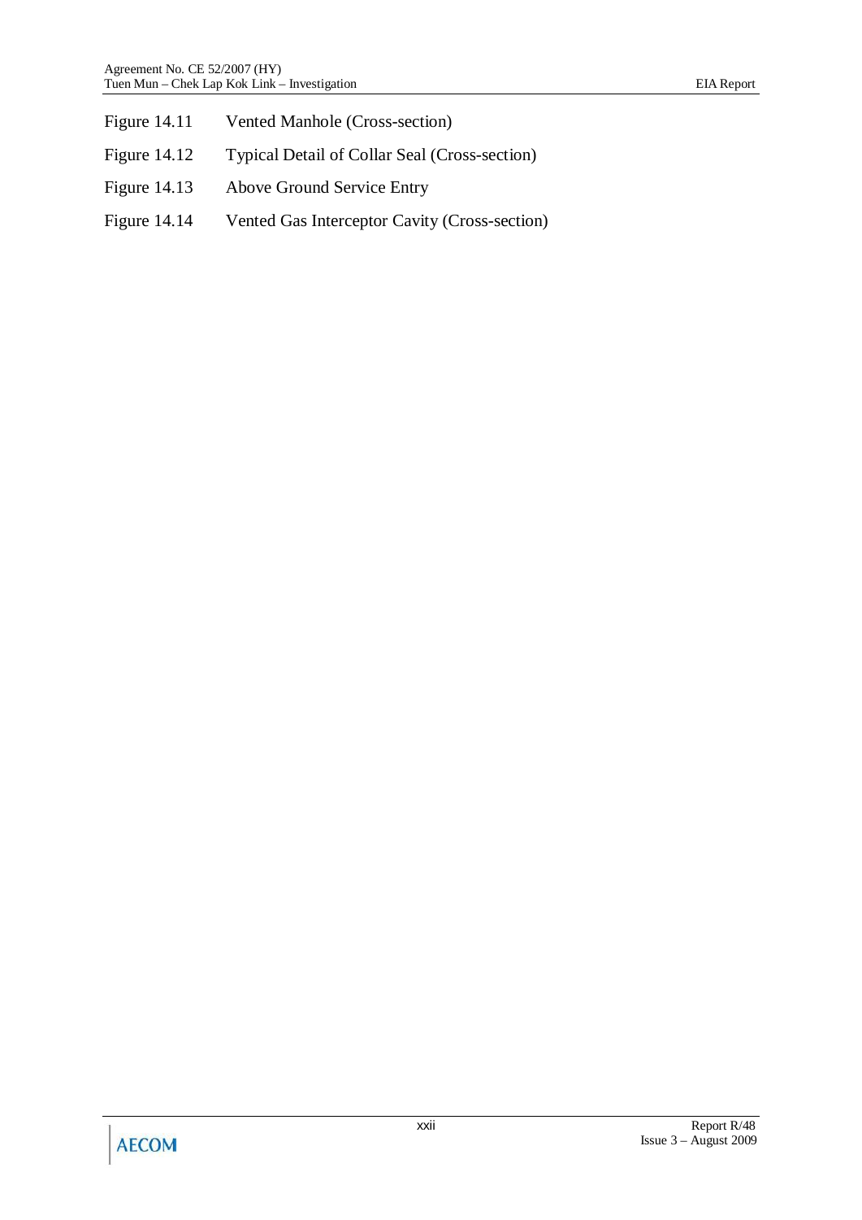Figure 14.11 Vented Manhole (Cross-section)

Figure 14.12 Typical Detail of Collar Seal (Cross-section)

Figure 14.13 Above Ground Service Entry

Figure 14.14 Vented Gas Interceptor Cavity (Cross-section)